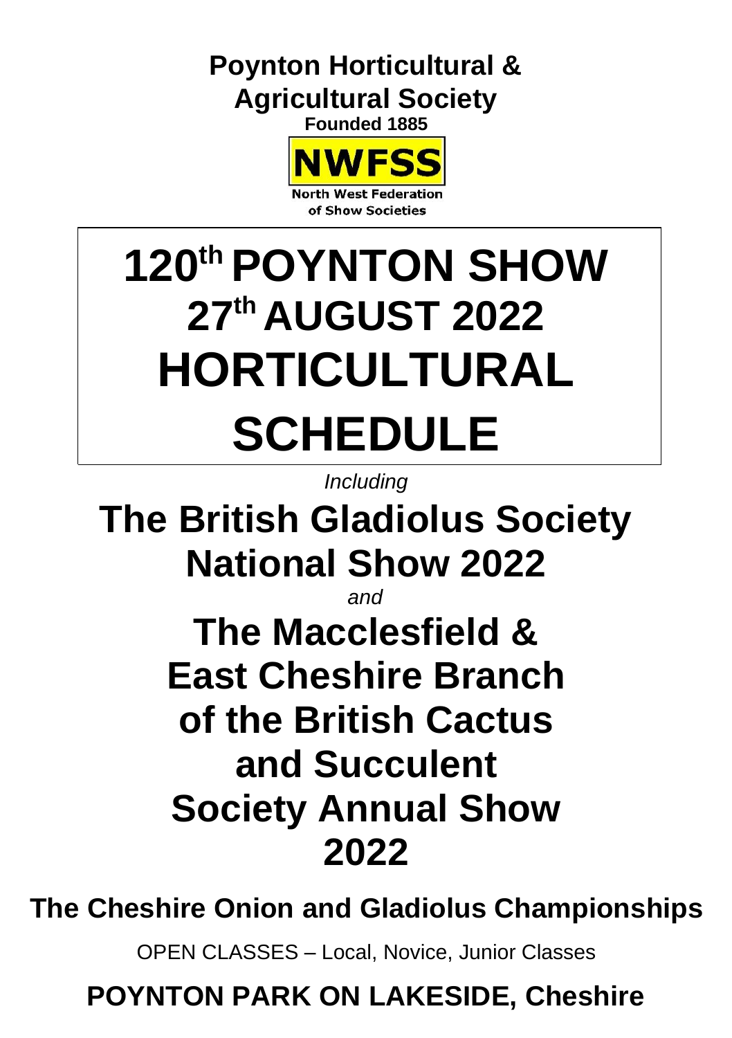**Poynton Horticultural & Agricultural Society**

**Founded 1885**

**NWFSS**

North West Federation of Show Societies

# 120th POYNTON SHOW
# 27th AUGUST 2022
# HORTICULTURAL SCHEDULE

*Including*

## The British Gladiolus Society National Show 2022

*and*

## The Macclesfield & East Cheshire Branch of the British Cactus and Succulent Society Annual Show 2022

**The Cheshire Onion and Gladiolus Championships**

OPEN CLASSES – Local, Novice, Junior Classes

**POYNTON PARK ON LAKESIDE, Cheshire**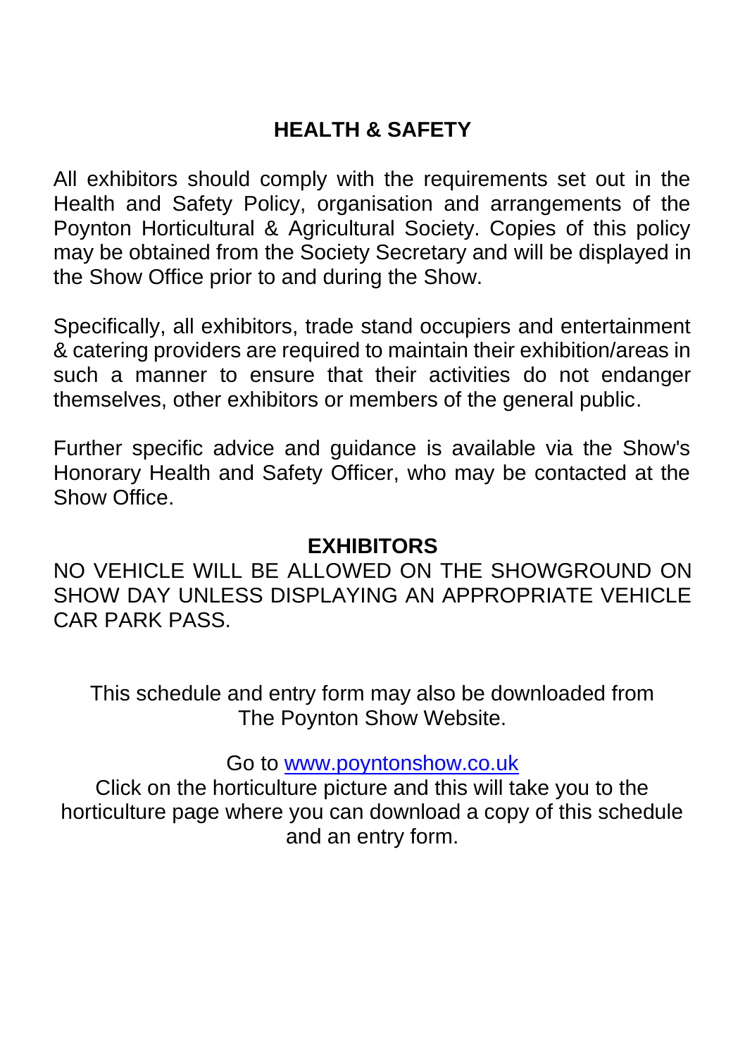## HEALTH & SAFETY

All exhibitors should comply with the requirements set out in the Health and Safety Policy, organisation and arrangements of the Poynton Horticultural & Agricultural Society. Copies of this policy may be obtained from the Society Secretary and will be displayed in the Show Office prior to and during the Show.

Specifically, all exhibitors, trade stand occupiers and entertainment & catering providers are required to maintain their exhibition/areas in such a manner to ensure that their activities do not endanger themselves, other exhibitors or members of the general public.

Further specific advice and guidance is available via the Show's Honorary Health and Safety Officer, who may be contacted at the Show Office.

## EXHIBITORS

NO VEHICLE WILL BE ALLOWED ON THE SHOWGROUND ON SHOW DAY UNLESS DISPLAYING AN APPROPRIATE VEHICLE CAR PARK PASS.

This schedule and entry form may also be downloaded from The Poynton Show Website.

Go to [www.poyntonshow.co.uk](http://www.poyntonshow.co.uk)
Click on the horticulture picture and this will take you to the horticulture page where you can download a copy of this schedule and an entry form.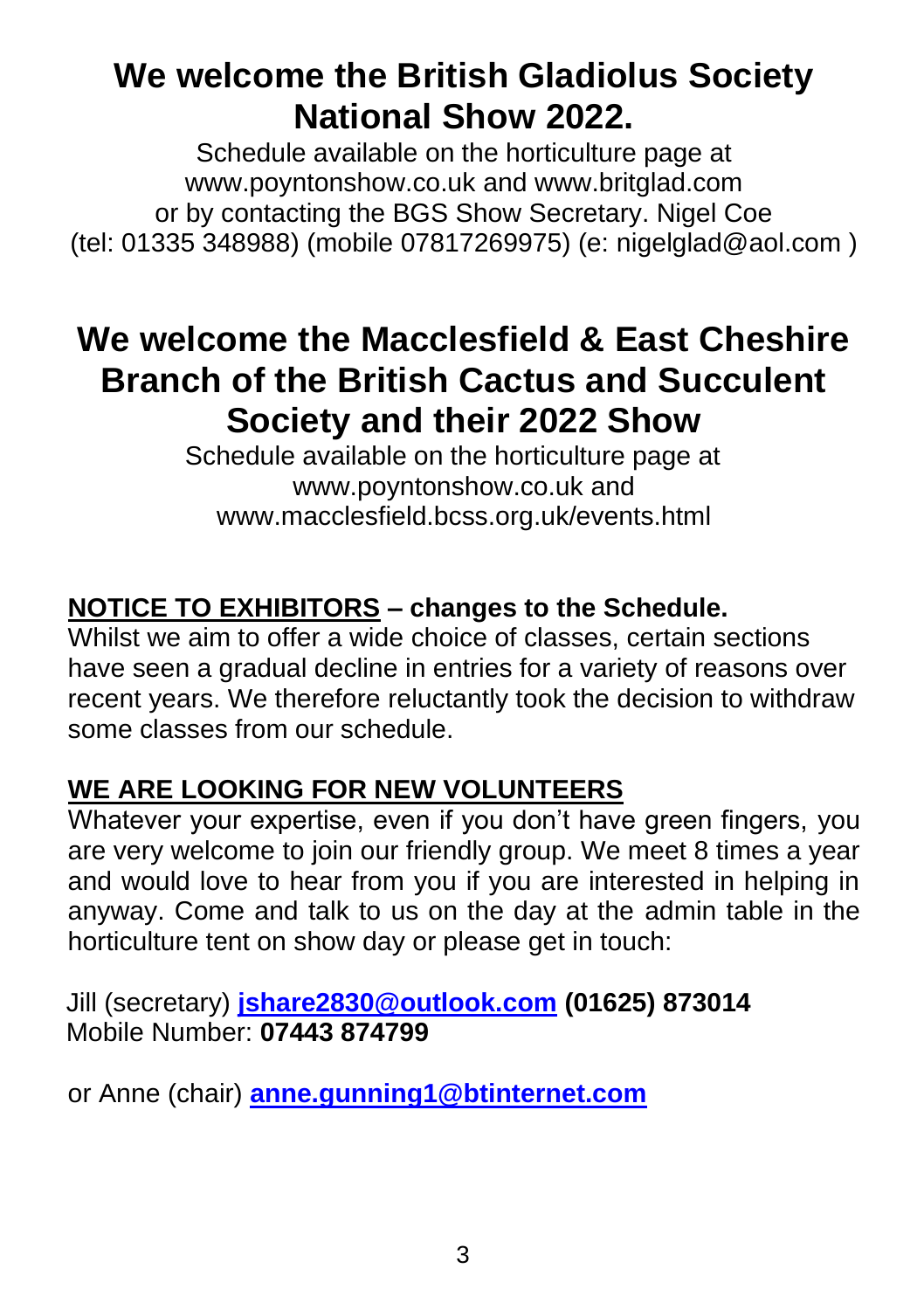# We welcome the British Gladiolus Society National Show 2022.

Schedule available on the horticulture page at www.poyntonshow.co.uk and www.britglad.com or by contacting the BGS Show Secretary. Nigel Coe (tel: 01335 348988) (mobile 07817269975) (e: nigelglad@aol.com )

# We welcome the Macclesfield & East Cheshire Branch of the British Cactus and Succulent Society and their 2022 Show

Schedule available on the horticulture page at www.poyntonshow.co.uk and www.macclesfield.bcss.org.uk/events.html

**NOTICE TO EXHIBITORS – changes to the Schedule.**

Whilst we aim to offer a wide choice of classes, certain sections have seen a gradual decline in entries for a variety of reasons over recent years. We therefore reluctantly took the decision to withdraw some classes from our schedule.

**WE ARE LOOKING FOR NEW VOLUNTEERS**

Whatever your expertise, even if you don't have green fingers, you are very welcome to join our friendly group. We meet 8 times a year and would love to hear from you if you are interested in helping in anyway. Come and talk to us on the day at the admin table in the horticulture tent on show day or please get in touch:

Jill (secretary) **jshare2830@outlook.com** **(01625) 873014**
Mobile Number: **07443 874799**

or Anne (chair) **anne.gunning1@btinternet.com**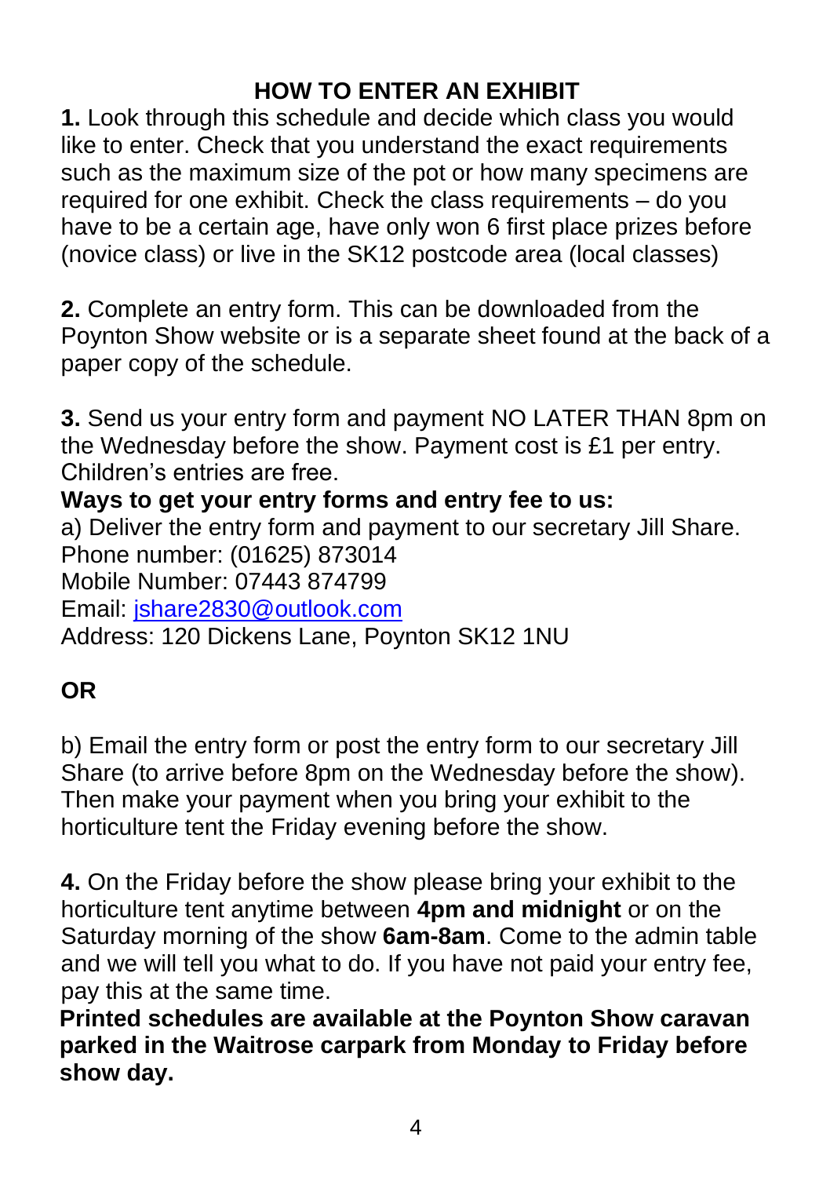## HOW TO ENTER AN EXHIBIT

**1.** Look through this schedule and decide which class you would like to enter. Check that you understand the exact requirements such as the maximum size of the pot or how many specimens are required for one exhibit. Check the class requirements – do you have to be a certain age, have only won 6 first place prizes before (novice class) or live in the SK12 postcode area (local classes)

**2.** Complete an entry form. This can be downloaded from the Poynton Show website or is a separate sheet found at the back of a paper copy of the schedule.

**3.** Send us your entry form and payment NO LATER THAN 8pm on the Wednesday before the show. Payment cost is £1 per entry. Children's entries are free.

**Ways to get your entry forms and entry fee to us:**

a) Deliver the entry form and payment to our secretary Jill Share.
Phone number: (01625) 873014
Mobile Number: 07443 874799
Email: jshare2830@outlook.com
Address: 120 Dickens Lane, Poynton SK12 1NU

**OR**

b) Email the entry form or post the entry form to our secretary Jill Share (to arrive before 8pm on the Wednesday before the show). Then make your payment when you bring your exhibit to the horticulture tent the Friday evening before the show.

**4.** On the Friday before the show please bring your exhibit to the horticulture tent anytime between **4pm and midnight** or on the Saturday morning of the show **6am-8am**. Come to the admin table and we will tell you what to do. If you have not paid your entry fee, pay this at the same time.

**Printed schedules are available at the Poynton Show caravan parked in the Waitrose carpark from Monday to Friday before show day.**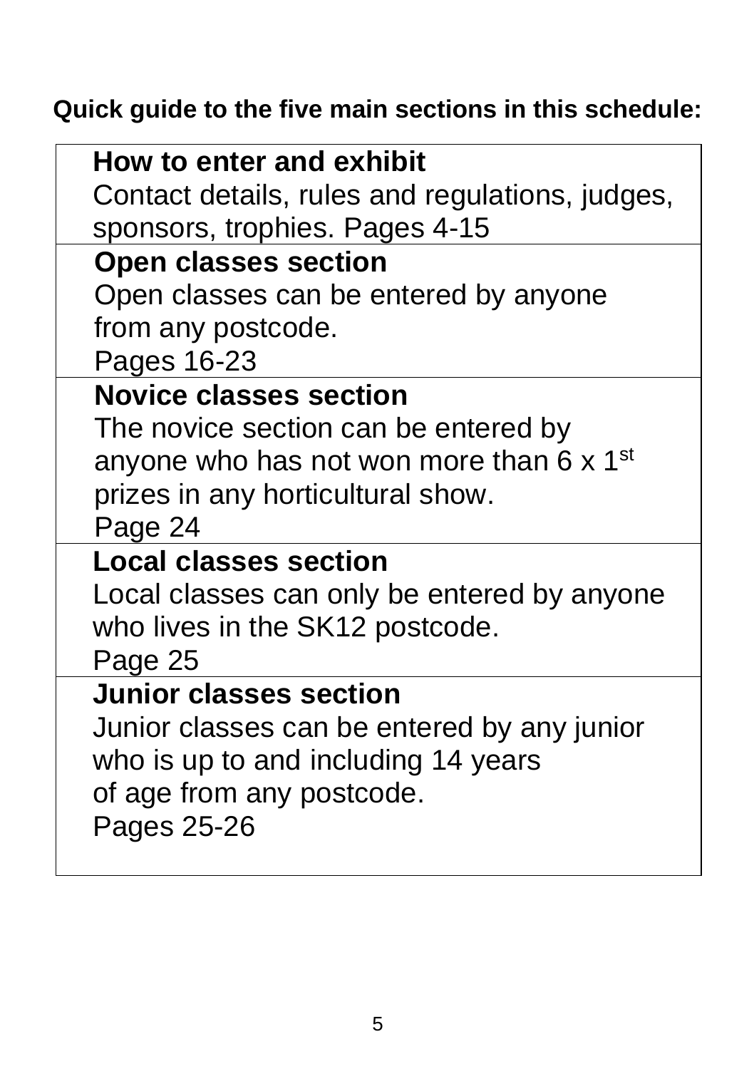**Quick guide to the five main sections in this schedule:**

**How to enter and exhibit**
Contact details, rules and regulations, judges, sponsors, trophies. Pages 4-15

**Open classes section**
Open classes can be entered by anyone from any postcode.
Pages 16-23

**Novice classes section**
The novice section can be entered by anyone who has not won more than 6 x 1st prizes in any horticultural show.
Page 24

**Local classes section**
Local classes can only be entered by anyone who lives in the SK12 postcode.
Page 25

**Junior classes section**
Junior classes can be entered by any junior who is up to and including 14 years of age from any postcode.
Pages 25-26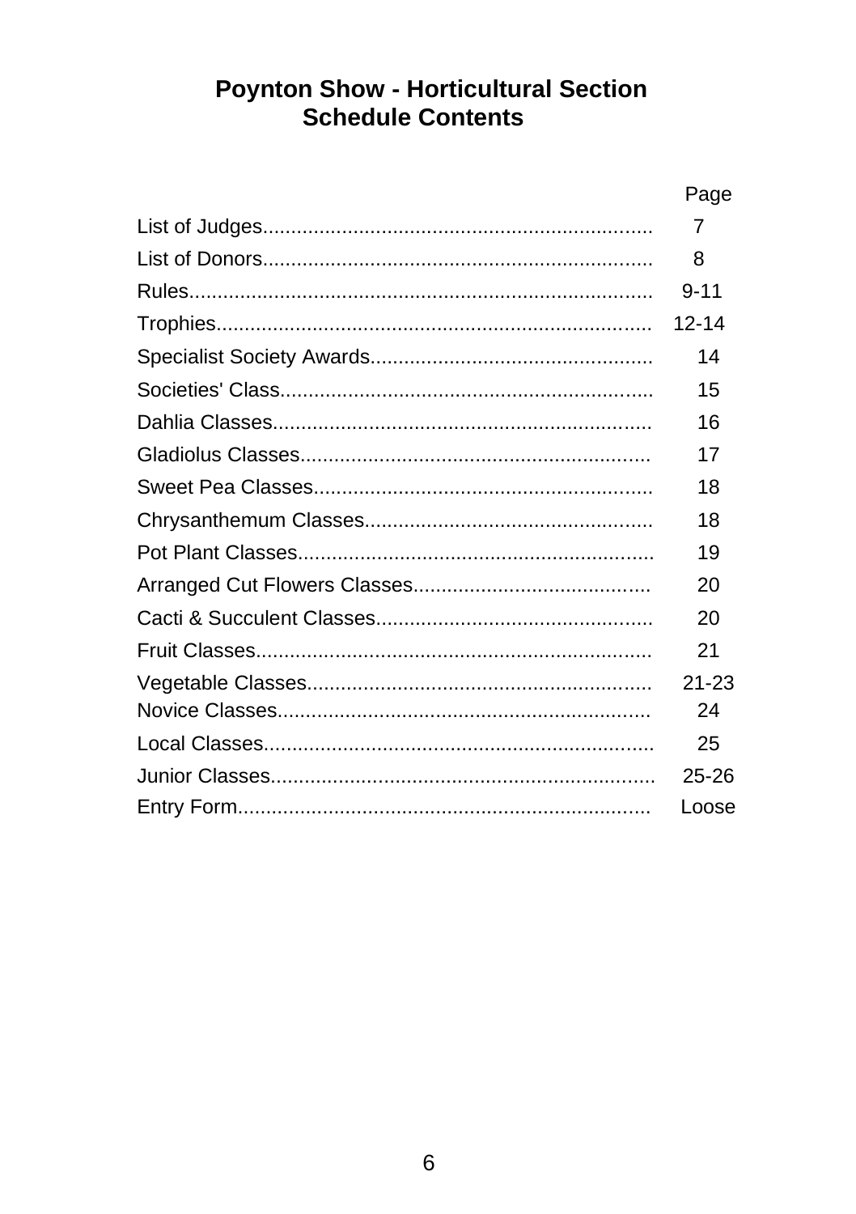# Poynton Show - Horticultural Section
## Schedule Contents

| | Page |
|---|---|
| List of Judges | 7 |
| List of Donors | 8 |
| Rules | 9-11 |
| Trophies | 12-14 |
| Specialist Society Awards | 14 |
| Societies' Class | 15 |
| Dahlia Classes | 16 |
| Gladiolus Classes | 17 |
| Sweet Pea Classes | 18 |
| Chrysanthemum Classes | 18 |
| Pot Plant Classes | 19 |
| Arranged Cut Flowers Classes | 20 |
| Cacti & Succulent Classes | 20 |
| Fruit Classes | 21 |
| Vegetable Classes | 21-23 |
| Novice Classes | 24 |
| Local Classes | 25 |
| Junior Classes | 25-26 |
| Entry Form | Loose |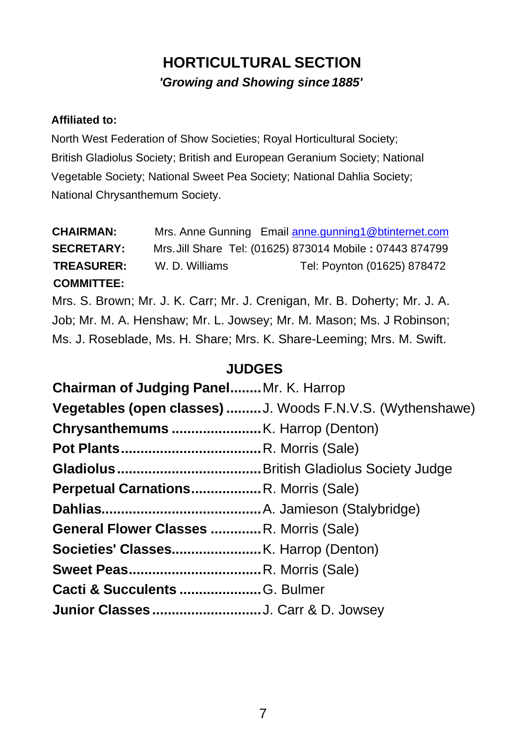# HORTICULTURAL SECTION

***'Growing and Showing since 1885'***

**Affiliated to:**

North West Federation of Show Societies; Royal Horticultural Society; British Gladiolus Society; British and European Geranium Society; National Vegetable Society; National Sweet Pea Society; National Dahlia Society; National Chrysanthemum Society.

**CHAIRMAN:** Mrs. Anne Gunning Email anne.gunning1@btinternet.com

**SECRETARY:** Mrs. Jill Share Tel: (01625) 873014 Mobile **:** 07443 874799

**TREASURER:** W. D. Williams Tel: Poynton (01625) 878472

**COMMITTEE:**

Mrs. S. Brown; Mr. J. K. Carr; Mr. J. Crenigan, Mr. B. Doherty; Mr. J. A. Job; Mr. M. A. Henshaw; Mr. L. Jowsey; Mr. M. Mason; Ms. J Robinson; Ms. J. Roseblade, Ms. H. Share; Mrs. K. Share-Leeming; Mrs. M. Swift.

## JUDGES

**Chairman of Judging Panel**........Mr. K. Harrop

**Vegetables (open classes)**.........J. Woods F.N.V.S. (Wythenshawe)

**Chrysanthemums**.......................K. Harrop (Denton)

**Pot Plants**....................................R. Morris (Sale)

**Gladiolus**.....................................British Gladiolus Society Judge

**Perpetual Carnations**..................R. Morris (Sale)

**Dahlias**.........................................A. Jamieson (Stalybridge)

**General Flower Classes**.............R. Morris (Sale)

**Societies' Classes**.......................K. Harrop (Denton)

**Sweet Peas**..................................R. Morris (Sale)

**Cacti & Succulents**.....................G. Bulmer

**Junior Classes**............................J. Carr & D. Jowsey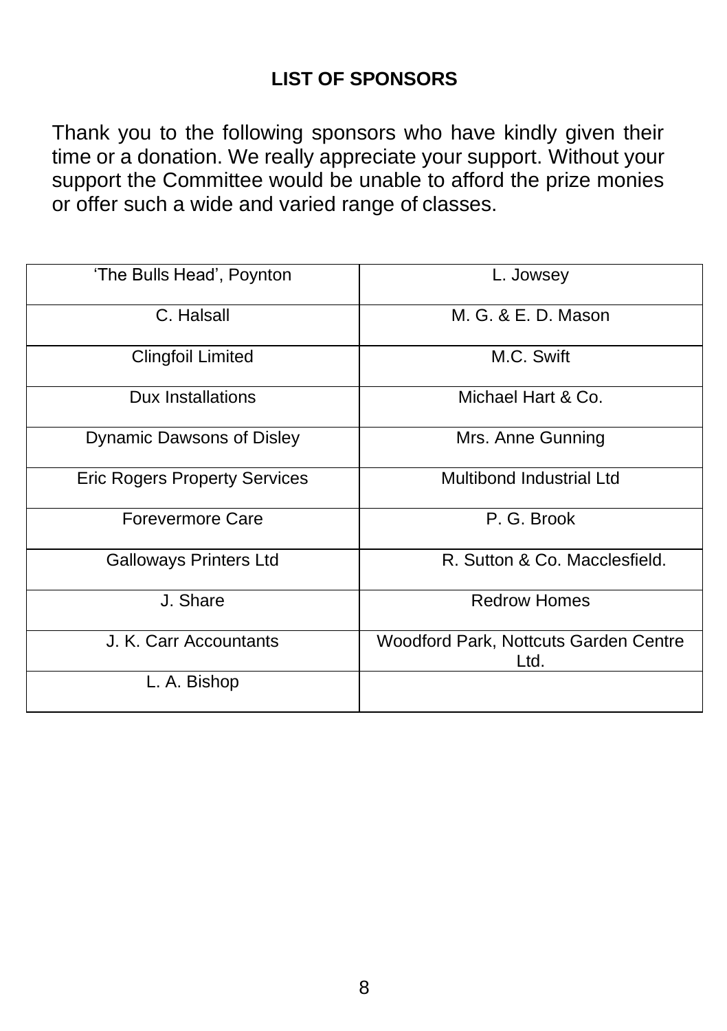## LIST OF SPONSORS

Thank you to the following sponsors who have kindly given their time or a donation. We really appreciate your support. Without your support the Committee would be unable to afford the prize monies or offer such a wide and varied range of classes.

| | |
|---|---|
| 'The Bulls Head', Poynton | L. Jowsey |
| C. Halsall | M. G. & E. D. Mason |
| Clingfoil Limited | M.C. Swift |
| Dux Installations | Michael Hart & Co. |
| Dynamic Dawsons of Disley | Mrs. Anne Gunning |
| Eric Rogers Property Services | Multibond Industrial Ltd |
| Forevermore Care | P. G. Brook |
| Galloways Printers Ltd | R. Sutton & Co. Macclesfield. |
| J. Share | Redrow Homes |
| J. K. Carr Accountants | Woodford Park, Nottcuts Garden Centre Ltd. |
| L. A. Bishop | |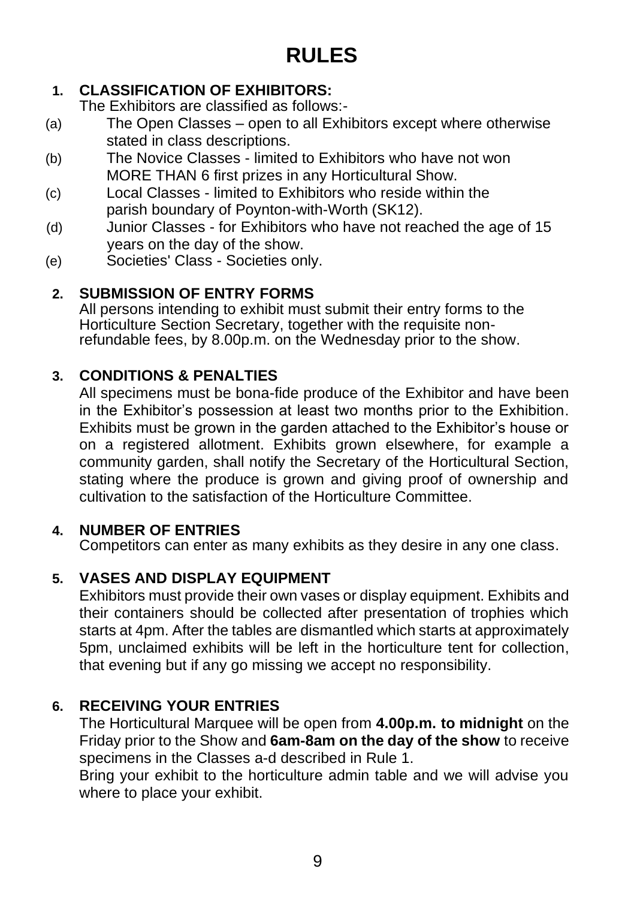# RULES

1. **CLASSIFICATION OF EXHIBITORS:**
   The Exhibitors are classified as follows:-
   (a) The Open Classes – open to all Exhibitors except where otherwise stated in class descriptions.
   (b) The Novice Classes - limited to Exhibitors who have not won MORE THAN 6 first prizes in any Horticultural Show.
   (c) Local Classes - limited to Exhibitors who reside within the parish boundary of Poynton-with-Worth (SK12).
   (d) Junior Classes - for Exhibitors who have not reached the age of 15 years on the day of the show.
   (e) Societies' Class - Societies only.

2. **SUBMISSION OF ENTRY FORMS**
   All persons intending to exhibit must submit their entry forms to the Horticulture Section Secretary, together with the requisite non-refundable fees, by 8.00p.m. on the Wednesday prior to the show.

3. **CONDITIONS & PENALTIES**
   All specimens must be bona-fide produce of the Exhibitor and have been in the Exhibitor's possession at least two months prior to the Exhibition. Exhibits must be grown in the garden attached to the Exhibitor's house or on a registered allotment. Exhibits grown elsewhere, for example a community garden, shall notify the Secretary of the Horticultural Section, stating where the produce is grown and giving proof of ownership and cultivation to the satisfaction of the Horticulture Committee.

4. **NUMBER OF ENTRIES**
   Competitors can enter as many exhibits as they desire in any one class.

5. **VASES AND DISPLAY EQUIPMENT**
   Exhibitors must provide their own vases or display equipment. Exhibits and their containers should be collected after presentation of trophies which starts at 4pm. After the tables are dismantled which starts at approximately 5pm, unclaimed exhibits will be left in the horticulture tent for collection, that evening but if any go missing we accept no responsibility.

6. **RECEIVING YOUR ENTRIES**
   The Horticultural Marquee will be open from **4.00p.m. to midnight** on the Friday prior to the Show and **6am-8am on the day of the show** to receive specimens in the Classes a-d described in Rule 1.
   Bring your exhibit to the horticulture admin table and we will advise you where to place your exhibit.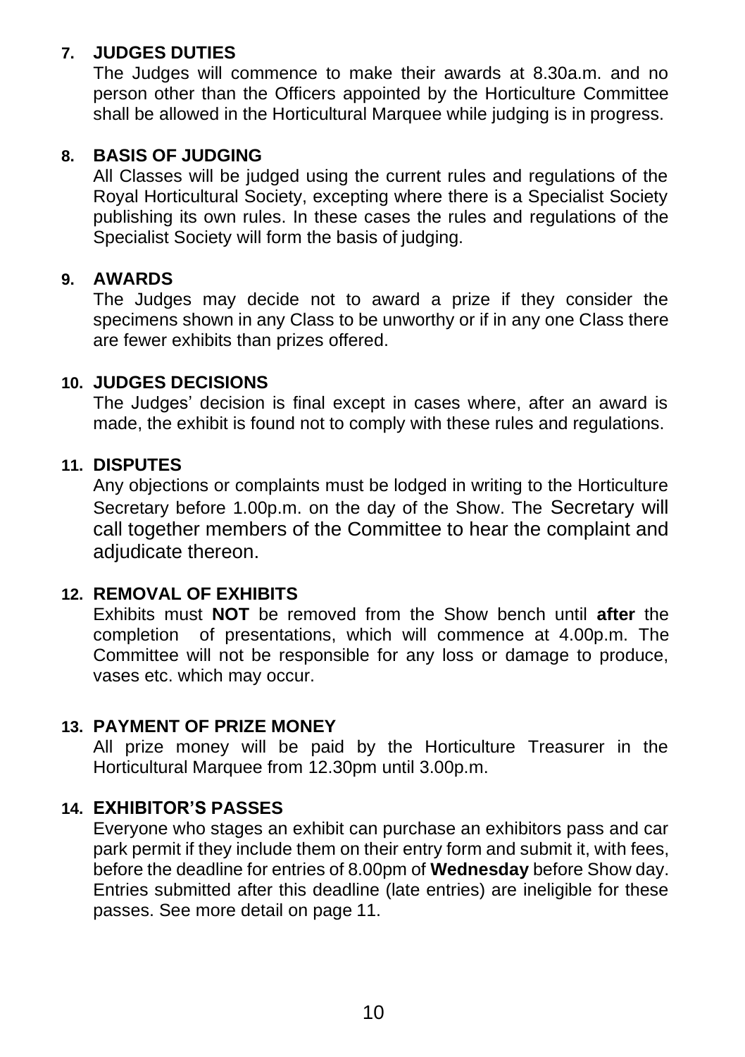**7. JUDGES DUTIES**

The Judges will commence to make their awards at 8.30a.m. and no person other than the Officers appointed by the Horticulture Committee shall be allowed in the Horticultural Marquee while judging is in progress.

**8. BASIS OF JUDGING**

All Classes will be judged using the current rules and regulations of the Royal Horticultural Society, excepting where there is a Specialist Society publishing its own rules. In these cases the rules and regulations of the Specialist Society will form the basis of judging.

**9. AWARDS**

The Judges may decide not to award a prize if they consider the specimens shown in any Class to be unworthy or if in any one Class there are fewer exhibits than prizes offered.

**10. JUDGES DECISIONS**

The Judges' decision is final except in cases where, after an award is made, the exhibit is found not to comply with these rules and regulations.

**11. DISPUTES**

Any objections or complaints must be lodged in writing to the Horticulture Secretary before 1.00p.m. on the day of the Show. The Secretary will call together members of the Committee to hear the complaint and adjudicate thereon.

**12. REMOVAL OF EXHIBITS**

Exhibits must **NOT** be removed from the Show bench until **after** the completion of presentations, which will commence at 4.00p.m. The Committee will not be responsible for any loss or damage to produce, vases etc. which may occur.

**13. PAYMENT OF PRIZE MONEY**

All prize money will be paid by the Horticulture Treasurer in the Horticultural Marquee from 12.30pm until 3.00p.m.

**14. EXHIBITOR'S PASSES**

Everyone who stages an exhibit can purchase an exhibitors pass and car park permit if they include them on their entry form and submit it, with fees, before the deadline for entries of 8.00pm of **Wednesday** before Show day. Entries submitted after this deadline (late entries) are ineligible for these passes. See more detail on page 11.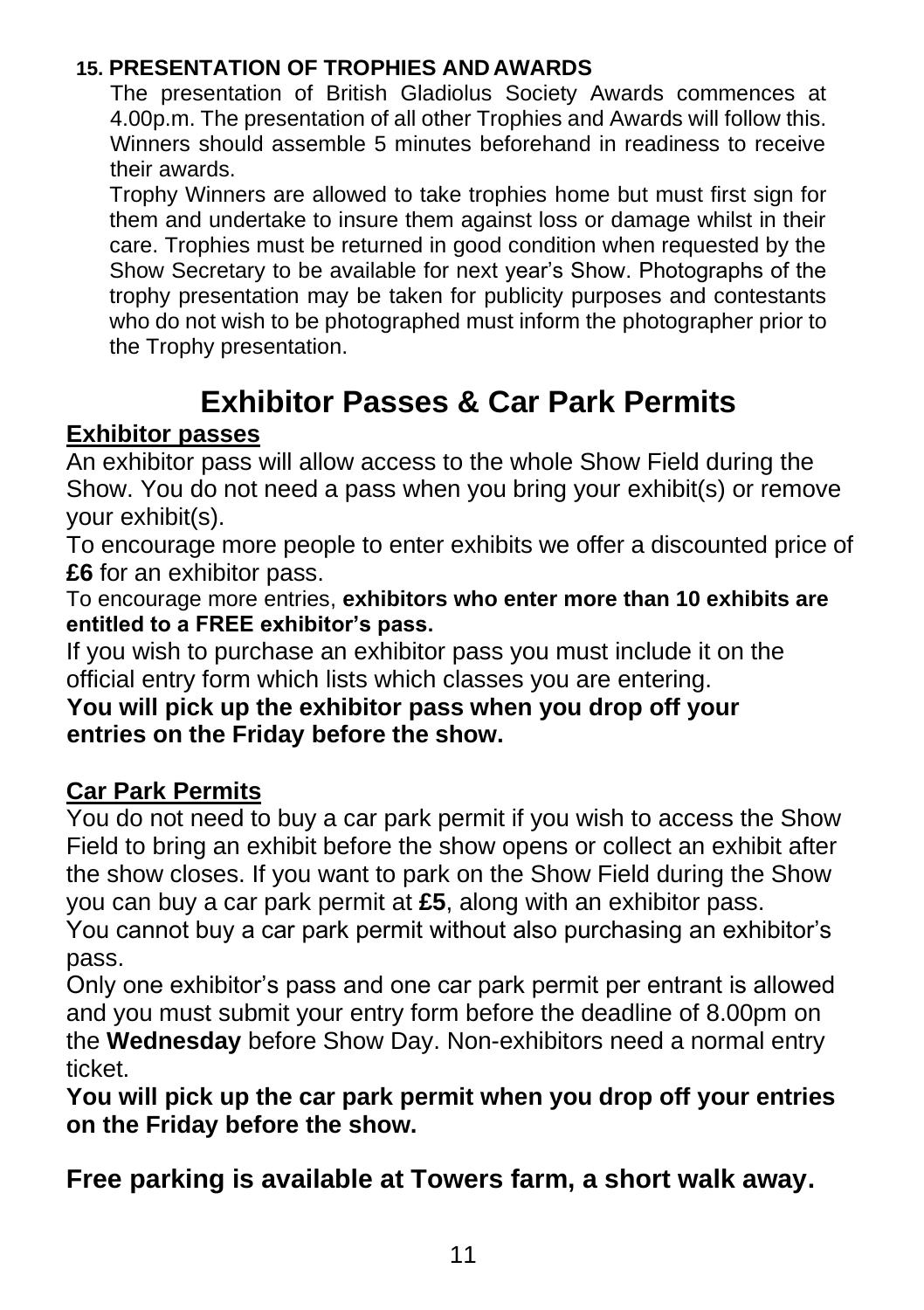**15. PRESENTATION OF TROPHIES AND AWARDS**

The presentation of British Gladiolus Society Awards commences at 4.00p.m. The presentation of all other Trophies and Awards will follow this. Winners should assemble 5 minutes beforehand in readiness to receive their awards.

Trophy Winners are allowed to take trophies home but must first sign for them and undertake to insure them against loss or damage whilst in their care. Trophies must be returned in good condition when requested by the Show Secretary to be available for next year's Show. Photographs of the trophy presentation may be taken for publicity purposes and contestants who do not wish to be photographed must inform the photographer prior to the Trophy presentation.

# Exhibitor Passes & Car Park Permits

## Exhibitor passes

An exhibitor pass will allow access to the whole Show Field during the Show. You do not need a pass when you bring your exhibit(s) or remove your exhibit(s).

To encourage more people to enter exhibits we offer a discounted price of **£6** for an exhibitor pass.

To encourage more entries, **exhibitors who enter more than 10 exhibits are entitled to a FREE exhibitor's pass.**

If you wish to purchase an exhibitor pass you must include it on the official entry form which lists which classes you are entering.

**You will pick up the exhibitor pass when you drop off your entries on the Friday before the show.**

## Car Park Permits

You do not need to buy a car park permit if you wish to access the Show Field to bring an exhibit before the show opens or collect an exhibit after the show closes. If you want to park on the Show Field during the Show you can buy a car park permit at **£5**, along with an exhibitor pass.

You cannot buy a car park permit without also purchasing an exhibitor's pass.

Only one exhibitor's pass and one car park permit per entrant is allowed and you must submit your entry form before the deadline of 8.00pm on the **Wednesday** before Show Day. Non-exhibitors need a normal entry ticket.

**You will pick up the car park permit when you drop off your entries on the Friday before the show.**

**Free parking is available at Towers farm, a short walk away.**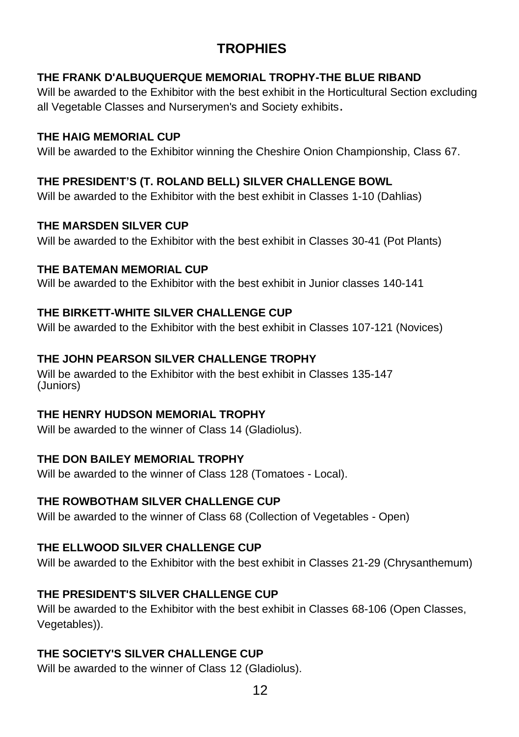# TROPHIES

**THE FRANK D'ALBUQUERQUE MEMORIAL TROPHY-THE BLUE RIBAND**

Will be awarded to the Exhibitor with the best exhibit in the Horticultural Section excluding all Vegetable Classes and Nurserymen's and Society exhibits.

**THE HAIG MEMORIAL CUP**

Will be awarded to the Exhibitor winning the Cheshire Onion Championship, Class 67.

**THE PRESIDENT'S (T. ROLAND BELL) SILVER CHALLENGE BOWL**

Will be awarded to the Exhibitor with the best exhibit in Classes 1-10 (Dahlias)

**THE MARSDEN SILVER CUP**

Will be awarded to the Exhibitor with the best exhibit in Classes 30-41 (Pot Plants)

**THE BATEMAN MEMORIAL CUP**

Will be awarded to the Exhibitor with the best exhibit in Junior classes 140-141

**THE BIRKETT-WHITE SILVER CHALLENGE CUP**

Will be awarded to the Exhibitor with the best exhibit in Classes 107-121 (Novices)

**THE JOHN PEARSON SILVER CHALLENGE TROPHY**

Will be awarded to the Exhibitor with the best exhibit in Classes 135-147 (Juniors)

**THE HENRY HUDSON MEMORIAL TROPHY**

Will be awarded to the winner of Class 14 (Gladiolus).

**THE DON BAILEY MEMORIAL TROPHY**

Will be awarded to the winner of Class 128 (Tomatoes - Local).

**THE ROWBOTHAM SILVER CHALLENGE CUP**

Will be awarded to the winner of Class 68 (Collection of Vegetables - Open)

**THE ELLWOOD SILVER CHALLENGE CUP**

Will be awarded to the Exhibitor with the best exhibit in Classes 21-29 (Chrysanthemum)

**THE PRESIDENT'S SILVER CHALLENGE CUP**

Will be awarded to the Exhibitor with the best exhibit in Classes 68-106 (Open Classes, Vegetables)).

**THE SOCIETY'S SILVER CHALLENGE CUP**

Will be awarded to the winner of Class 12 (Gladiolus).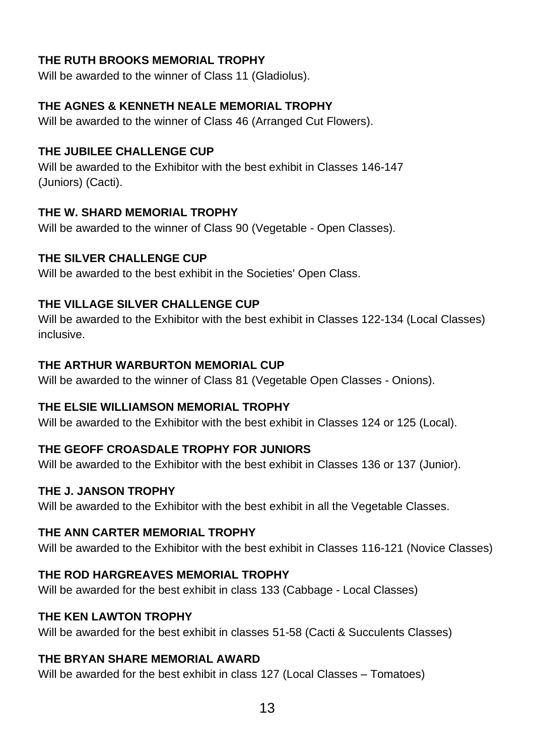**THE RUTH BROOKS MEMORIAL TROPHY**

Will be awarded to the winner of Class 11 (Gladiolus).

**THE AGNES & KENNETH NEALE MEMORIAL TROPHY**

Will be awarded to the winner of Class 46 (Arranged Cut Flowers).

**THE JUBILEE CHALLENGE CUP**

Will be awarded to the Exhibitor with the best exhibit in Classes 146-147 (Juniors) (Cacti).

**THE W. SHARD MEMORIAL TROPHY**

Will be awarded to the winner of Class 90 (Vegetable - Open Classes).

**THE SILVER CHALLENGE CUP**

Will be awarded to the best exhibit in the Societies' Open Class.

**THE VILLAGE SILVER CHALLENGE CUP**

Will be awarded to the Exhibitor with the best exhibit in Classes 122-134 (Local Classes) inclusive.

**THE ARTHUR WARBURTON MEMORIAL CUP**

Will be awarded to the winner of Class 81 (Vegetable Open Classes - Onions).

**THE ELSIE WILLIAMSON MEMORIAL TROPHY**

Will be awarded to the Exhibitor with the best exhibit in Classes 124 or 125 (Local).

**THE GEOFF CROASDALE TROPHY FOR JUNIORS**

Will be awarded to the Exhibitor with the best exhibit in Classes 136 or 137 (Junior).

**THE J. JANSON TROPHY**

Will be awarded to the Exhibitor with the best exhibit in all the Vegetable Classes.

**THE ANN CARTER MEMORIAL TROPHY**

Will be awarded to the Exhibitor with the best exhibit in Classes 116-121 (Novice Classes)

**THE ROD HARGREAVES MEMORIAL TROPHY**

Will be awarded for the best exhibit in class 133 (Cabbage - Local Classes)

**THE KEN LAWTON TROPHY**

Will be awarded for the best exhibit in classes 51-58 (Cacti & Succulents Classes)

**THE BRYAN SHARE MEMORIAL AWARD**

Will be awarded for the best exhibit in class 127 (Local Classes – Tomatoes)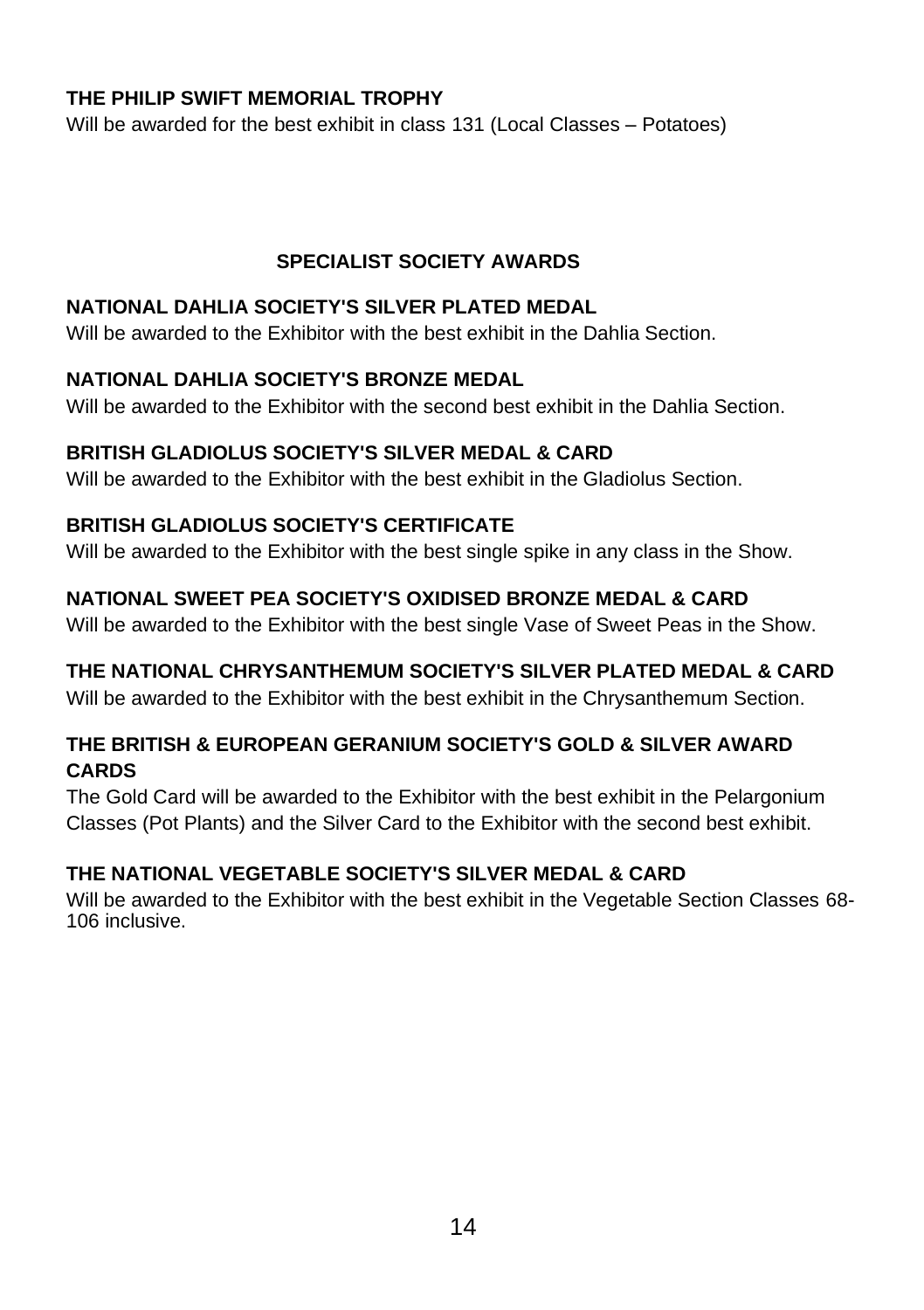**THE PHILIP SWIFT MEMORIAL TROPHY**

Will be awarded for the best exhibit in class 131 (Local Classes – Potatoes)

## SPECIALIST SOCIETY AWARDS

**NATIONAL DAHLIA SOCIETY'S SILVER PLATED MEDAL**

Will be awarded to the Exhibitor with the best exhibit in the Dahlia Section.

**NATIONAL DAHLIA SOCIETY'S BRONZE MEDAL**

Will be awarded to the Exhibitor with the second best exhibit in the Dahlia Section.

**BRITISH GLADIOLUS SOCIETY'S SILVER MEDAL & CARD**

Will be awarded to the Exhibitor with the best exhibit in the Gladiolus Section.

**BRITISH GLADIOLUS SOCIETY'S CERTIFICATE**

Will be awarded to the Exhibitor with the best single spike in any class in the Show.

**NATIONAL SWEET PEA SOCIETY'S OXIDISED BRONZE MEDAL & CARD**

Will be awarded to the Exhibitor with the best single Vase of Sweet Peas in the Show.

**THE NATIONAL CHRYSANTHEMUM SOCIETY'S SILVER PLATED MEDAL & CARD**

Will be awarded to the Exhibitor with the best exhibit in the Chrysanthemum Section.

**THE BRITISH & EUROPEAN GERANIUM SOCIETY'S GOLD & SILVER AWARD CARDS**

The Gold Card will be awarded to the Exhibitor with the best exhibit in the Pelargonium Classes (Pot Plants) and the Silver Card to the Exhibitor with the second best exhibit.

**THE NATIONAL VEGETABLE SOCIETY'S SILVER MEDAL & CARD**

Will be awarded to the Exhibitor with the best exhibit in the Vegetable Section Classes 68-106 inclusive.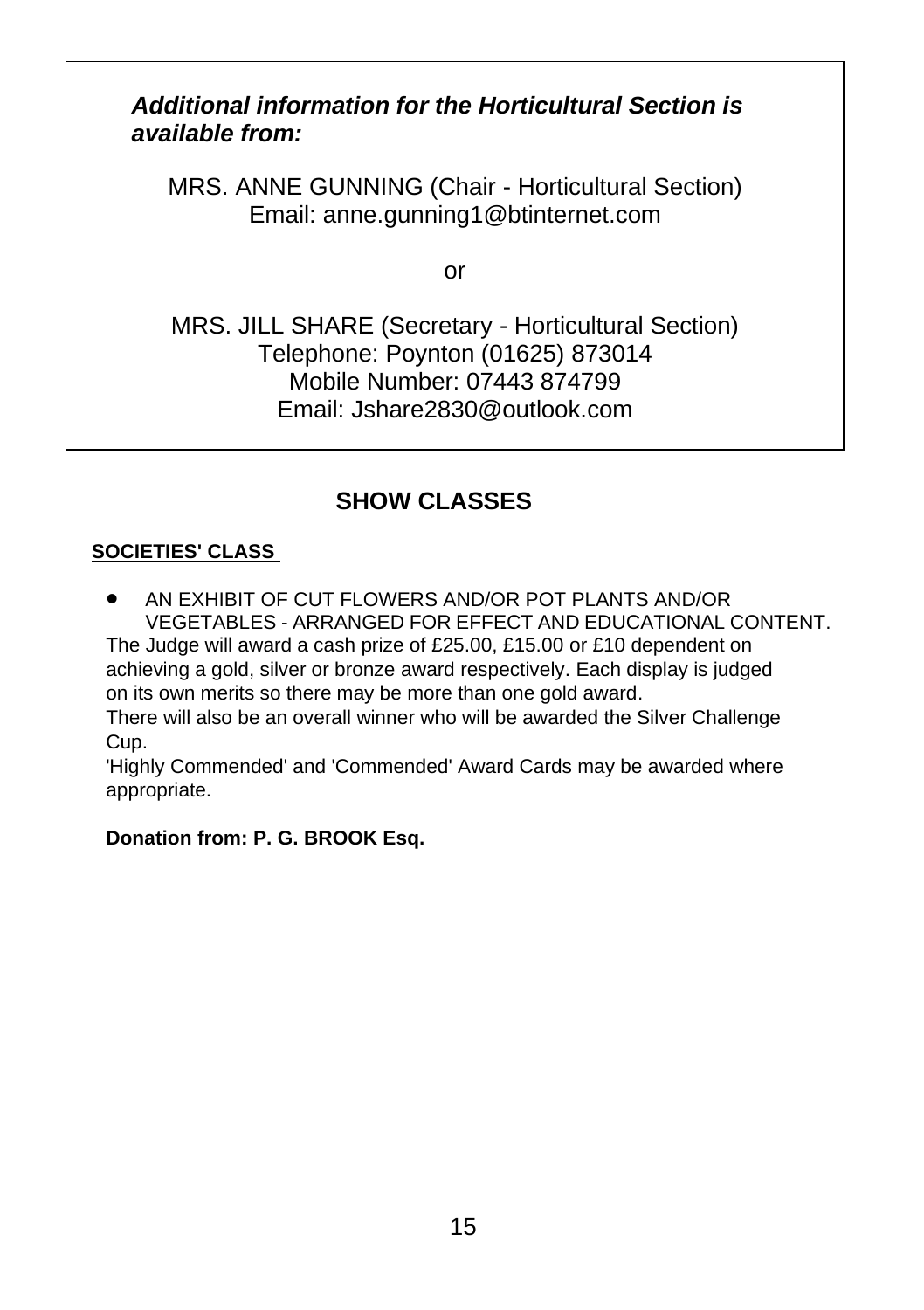***Additional information for the Horticultural Section is available from:***

MRS. ANNE GUNNING (Chair - Horticultural Section)
Email: anne.gunning1@btinternet.com

or

MRS. JILL SHARE (Secretary - Horticultural Section)
Telephone: Poynton (01625) 873014
Mobile Number: 07443 874799
Email: Jshare2830@outlook.com

## SHOW CLASSES

**SOCIETIES' CLASS**

- AN EXHIBIT OF CUT FLOWERS AND/OR POT PLANTS AND/OR VEGETABLES - ARRANGED FOR EFFECT AND EDUCATIONAL CONTENT.

The Judge will award a cash prize of £25.00, £15.00 or £10 dependent on achieving a gold, silver or bronze award respectively. Each display is judged on its own merits so there may be more than one gold award.
There will also be an overall winner who will be awarded the Silver Challenge Cup.
'Highly Commended' and 'Commended' Award Cards may be awarded where appropriate.

**Donation from: P. G. BROOK Esq.**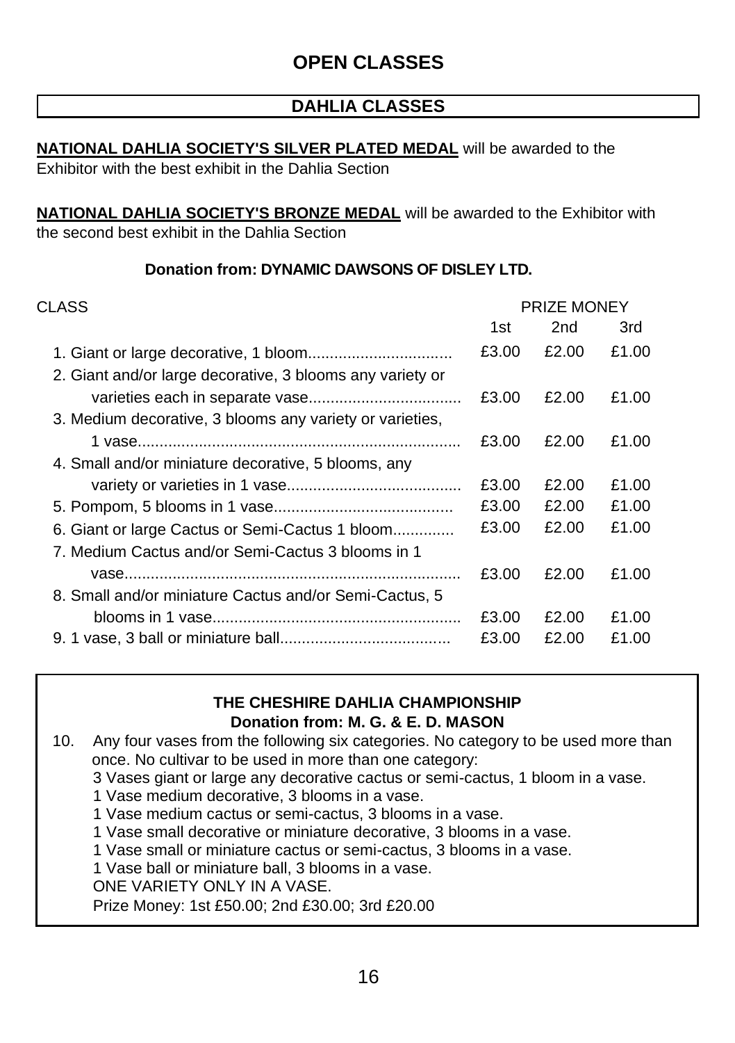# OPEN CLASSES

## DAHLIA CLASSES

**NATIONAL DAHLIA SOCIETY'S SILVER PLATED MEDAL** will be awarded to the Exhibitor with the best exhibit in the Dahlia Section

**NATIONAL DAHLIA SOCIETY'S BRONZE MEDAL** will be awarded to the Exhibitor with the second best exhibit in the Dahlia Section

**Donation from: DYNAMIC DAWSONS OF DISLEY LTD.**

| CLASS | PRIZE MONEY | | |
|---|---|---|---|
| | 1st | 2nd | 3rd |
| 1. Giant or large decorative, 1 bloom | £3.00 | £2.00 | £1.00 |
| 2. Giant and/or large decorative, 3 blooms any variety or varieties each in separate vase | £3.00 | £2.00 | £1.00 |
| 3. Medium decorative, 3 blooms any variety or varieties, 1 vase | £3.00 | £2.00 | £1.00 |
| 4. Small and/or miniature decorative, 5 blooms, any variety or varieties in 1 vase | £3.00 | £2.00 | £1.00 |
| 5. Pompom, 5 blooms in 1 vase | £3.00 | £2.00 | £1.00 |
| 6. Giant or large Cactus or Semi-Cactus 1 bloom | £3.00 | £2.00 | £1.00 |
| 7. Medium Cactus and/or Semi-Cactus 3 blooms in 1 vase | £3.00 | £2.00 | £1.00 |
| 8. Small and/or miniature Cactus and/or Semi-Cactus, 5 blooms in 1 vase | £3.00 | £2.00 | £1.00 |
| 9. 1 vase, 3 ball or miniature ball | £3.00 | £2.00 | £1.00 |

### THE CHESHIRE DAHLIA CHAMPIONSHIP

**Donation from: M. G. & E. D. MASON**

10. Any four vases from the following six categories. No category to be used more than once. No cultivar to be used in more than one category:

    3 Vases giant or large any decorative cactus or semi-cactus, 1 bloom in a vase.
    1 Vase medium decorative, 3 blooms in a vase.
    1 Vase medium cactus or semi-cactus, 3 blooms in a vase.
    1 Vase small decorative or miniature decorative, 3 blooms in a vase.
    1 Vase small or miniature cactus or semi-cactus, 3 blooms in a vase.
    1 Vase ball or miniature ball, 3 blooms in a vase.
    ONE VARIETY ONLY IN A VASE.
    Prize Money: 1st £50.00; 2nd £30.00; 3rd £20.00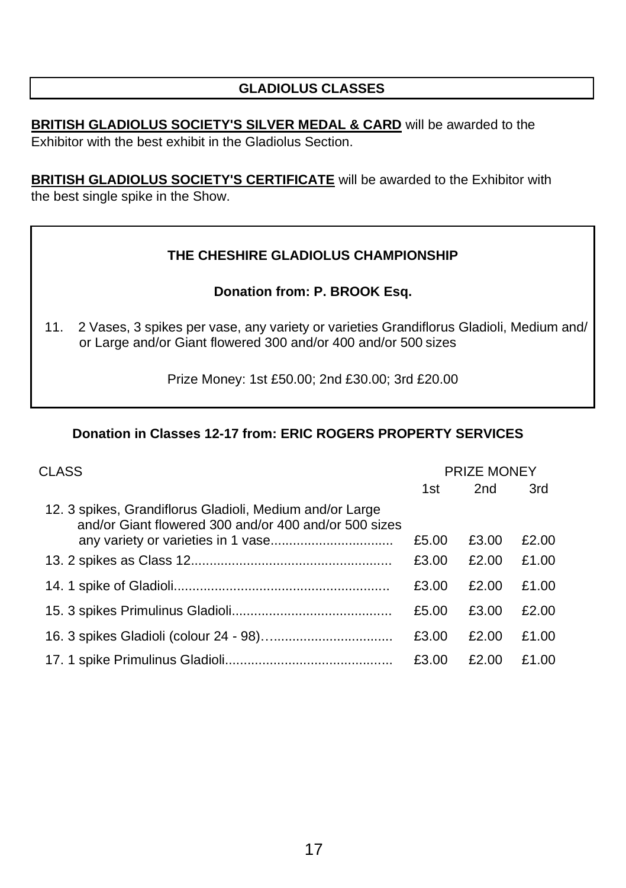## GLADIOLUS CLASSES

**BRITISH GLADIOLUS SOCIETY'S SILVER MEDAL & CARD** will be awarded to the Exhibitor with the best exhibit in the Gladiolus Section.

**BRITISH GLADIOLUS SOCIETY'S CERTIFICATE** will be awarded to the Exhibitor with the best single spike in the Show.

### THE CHESHIRE GLADIOLUS CHAMPIONSHIP

**Donation from: P. BROOK Esq.**

11. 2 Vases, 3 spikes per vase, any variety or varieties Grandiflorus Gladioli, Medium and/ or Large and/or Giant flowered 300 and/or 400 and/or 500 sizes

Prize Money: 1st £50.00; 2nd £30.00; 3rd £20.00

**Donation in Classes 12-17 from: ERIC ROGERS PROPERTY SERVICES**

| CLASS | PRIZE MONEY | | |
|---|---|---|---|
| | 1st | 2nd | 3rd |
| 12. 3 spikes, Grandiflorus Gladioli, Medium and/or Large and/or Giant flowered 300 and/or 400 and/or 500 sizes any variety or varieties in 1 vase................................ | £5.00 | £3.00 | £2.00 |
| 13. 2 spikes as Class 12..................................................... | £3.00 | £2.00 | £1.00 |
| 14. 1 spike of Gladioli......................................................... | £3.00 | £2.00 | £1.00 |
| 15. 3 spikes Primulinus Gladioli.......................................... | £5.00 | £3.00 | £2.00 |
| 16. 3 spikes Gladioli (colour 24 - 98)….............................. | £3.00 | £2.00 | £1.00 |
| 17. 1 spike Primulinus Gladioli............................................ | £3.00 | £2.00 | £1.00 |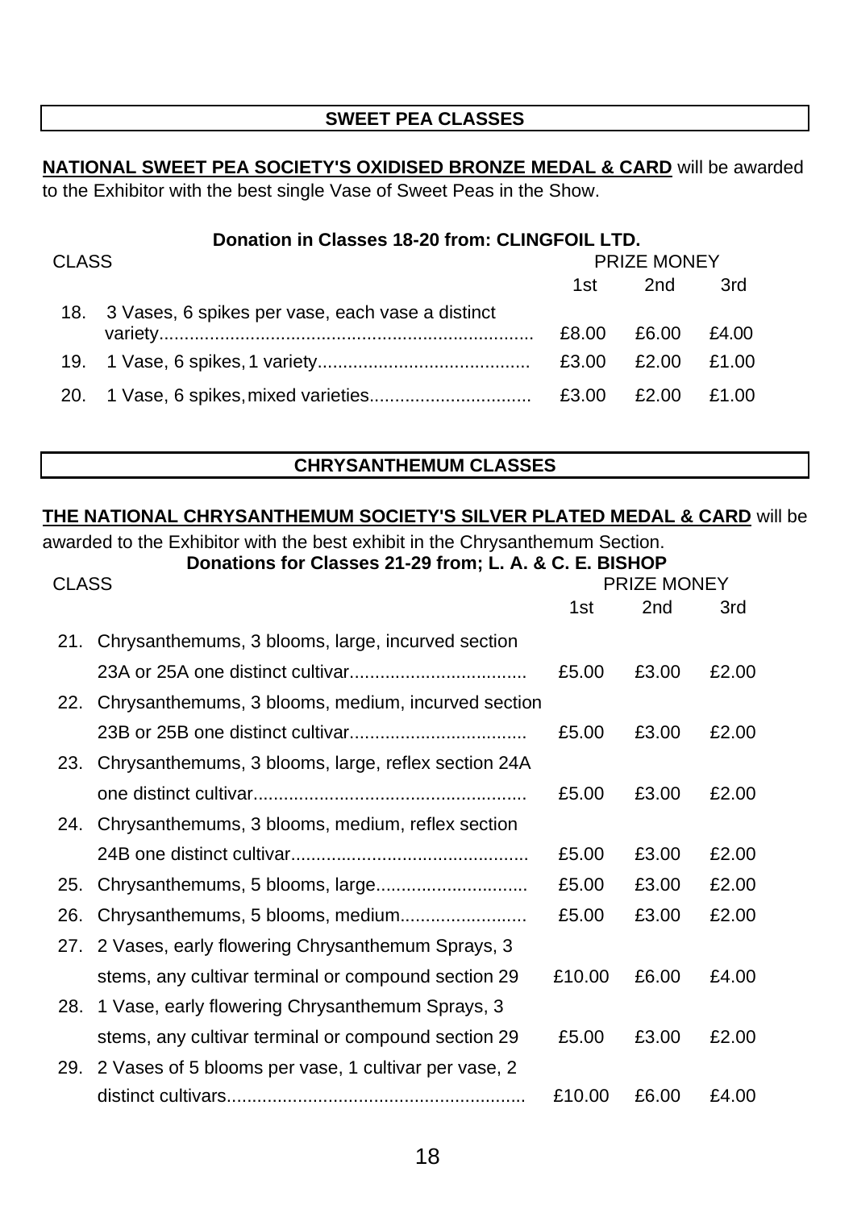## SWEET PEA CLASSES

**NATIONAL SWEET PEA SOCIETY'S OXIDISED BRONZE MEDAL & CARD** will be awarded to the Exhibitor with the best single Vase of Sweet Peas in the Show.

**Donation in Classes 18-20 from: CLINGFOIL LTD.**

| CLASS | | PRIZE MONEY 1st | 2nd | 3rd |
|---|---|---|---|---|
| 18. | 3 Vases, 6 spikes per vase, each vase a distinct variety | £8.00 | £6.00 | £4.00 |
| 19. | 1 Vase, 6 spikes, 1 variety | £3.00 | £2.00 | £1.00 |
| 20. | 1 Vase, 6 spikes, mixed varieties | £3.00 | £2.00 | £1.00 |

## CHRYSANTHEMUM CLASSES

**THE NATIONAL CHRYSANTHEMUM SOCIETY'S SILVER PLATED MEDAL & CARD** will be awarded to the Exhibitor with the best exhibit in the Chrysanthemum Section.

**Donations for Classes 21-29 from; L. A. & C. E. BISHOP**

| CLASS | | PRIZE MONEY 1st | 2nd | 3rd |
|---|---|---|---|---|
| 21. | Chrysanthemums, 3 blooms, large, incurved section 23A or 25A one distinct cultivar | £5.00 | £3.00 | £2.00 |
| 22. | Chrysanthemums, 3 blooms, medium, incurved section 23B or 25B one distinct cultivar | £5.00 | £3.00 | £2.00 |
| 23. | Chrysanthemums, 3 blooms, large, reflex section 24A one distinct cultivar | £5.00 | £3.00 | £2.00 |
| 24. | Chrysanthemums, 3 blooms, medium, reflex section 24B one distinct cultivar | £5.00 | £3.00 | £2.00 |
| 25. | Chrysanthemums, 5 blooms, large | £5.00 | £3.00 | £2.00 |
| 26. | Chrysanthemums, 5 blooms, medium | £5.00 | £3.00 | £2.00 |
| 27. | 2 Vases, early flowering Chrysanthemum Sprays, 3 stems, any cultivar terminal or compound section 29 | £10.00 | £6.00 | £4.00 |
| 28. | 1 Vase, early flowering Chrysanthemum Sprays, 3 stems, any cultivar terminal or compound section 29 | £5.00 | £3.00 | £2.00 |
| 29. | 2 Vases of 5 blooms per vase, 1 cultivar per vase, 2 distinct cultivars | £10.00 | £6.00 | £4.00 |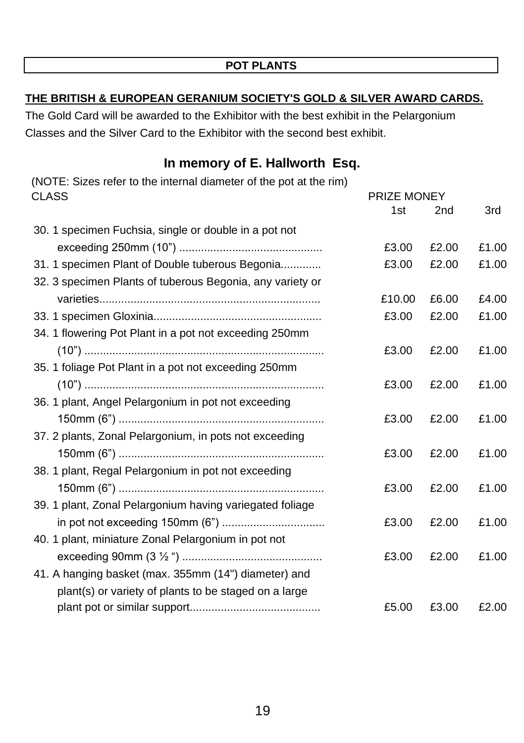## POT PLANTS

**THE BRITISH & EUROPEAN GERANIUM SOCIETY'S GOLD & SILVER AWARD CARDS.**

The Gold Card will be awarded to the Exhibitor with the best exhibit in the Pelargonium Classes and the Silver Card to the Exhibitor with the second best exhibit.

### In memory of E. Hallworth Esq.

(NOTE: Sizes refer to the internal diameter of the pot at the rim)

| CLASS | PRIZE MONEY 1st | 2nd | 3rd |
|---|---|---|---|
| 30. 1 specimen Fuchsia, single or double in a pot not exceeding 250mm (10”) | £3.00 | £2.00 | £1.00 |
| 31. 1 specimen Plant of Double tuberous Begonia | £3.00 | £2.00 | £1.00 |
| 32. 3 specimen Plants of tuberous Begonia, any variety or varieties | £10.00 | £6.00 | £4.00 |
| 33. 1 specimen Gloxinia | £3.00 | £2.00 | £1.00 |
| 34. 1 flowering Pot Plant in a pot not exceeding 250mm (10”) | £3.00 | £2.00 | £1.00 |
| 35. 1 foliage Pot Plant in a pot not exceeding 250mm (10”) | £3.00 | £2.00 | £1.00 |
| 36. 1 plant, Angel Pelargonium in pot not exceeding 150mm (6”) | £3.00 | £2.00 | £1.00 |
| 37. 2 plants, Zonal Pelargonium, in pots not exceeding 150mm (6”) | £3.00 | £2.00 | £1.00 |
| 38. 1 plant, Regal Pelargonium in pot not exceeding 150mm (6”) | £3.00 | £2.00 | £1.00 |
| 39. 1 plant, Zonal Pelargonium having variegated foliage in pot not exceeding 150mm (6”) | £3.00 | £2.00 | £1.00 |
| 40. 1 plant, miniature Zonal Pelargonium in pot not exceeding 90mm (3 ½ “) | £3.00 | £2.00 | £1.00 |
| 41. A hanging basket (max. 355mm (14") diameter) and plant(s) or variety of plants to be staged on a large plant pot or similar support | £5.00 | £3.00 | £2.00 |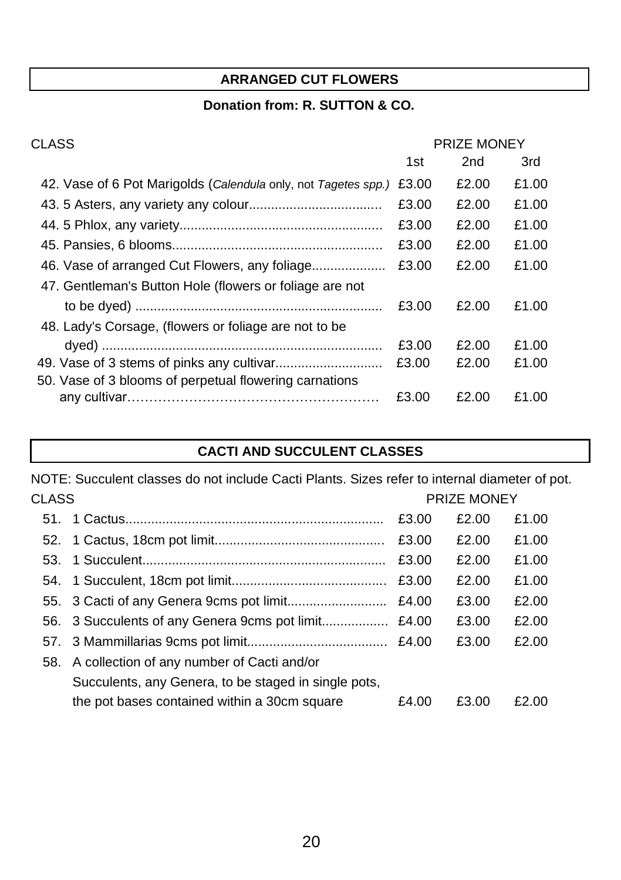## ARRANGED CUT FLOWERS

**Donation from: R. SUTTON & CO.**

| CLASS | PRIZE MONEY 1st | 2nd | 3rd |
|---|---|---|---|
| 42. Vase of 6 Pot Marigolds (*Calendula* only, not *Tagetes spp.)* | £3.00 | £2.00 | £1.00 |
| 43. 5 Asters, any variety any colour | £3.00 | £2.00 | £1.00 |
| 44. 5 Phlox, any variety | £3.00 | £2.00 | £1.00 |
| 45. Pansies, 6 blooms | £3.00 | £2.00 | £1.00 |
| 46. Vase of arranged Cut Flowers, any foliage | £3.00 | £2.00 | £1.00 |
| 47. Gentleman's Button Hole (flowers or foliage are not to be dyed) | £3.00 | £2.00 | £1.00 |
| 48. Lady's Corsage, (flowers or foliage are not to be dyed) | £3.00 | £2.00 | £1.00 |
| 49. Vase of 3 stems of pinks any cultivar | £3.00 | £2.00 | £1.00 |
| 50. Vase of 3 blooms of perpetual flowering carnations any cultivar | £3.00 | £2.00 | £1.00 |

## CACTI AND SUCCULENT CLASSES

NOTE: Succulent classes do not include Cacti Plants. Sizes refer to internal diameter of pot.

| CLASS | PRIZE MONEY | | |
|---|---|---|---|
| 51. 1 Cactus | £3.00 | £2.00 | £1.00 |
| 52. 1 Cactus, 18cm pot limit | £3.00 | £2.00 | £1.00 |
| 53. 1 Succulent | £3.00 | £2.00 | £1.00 |
| 54. 1 Succulent, 18cm pot limit | £3.00 | £2.00 | £1.00 |
| 55. 3 Cacti of any Genera 9cms pot limit | £4.00 | £3.00 | £2.00 |
| 56. 3 Succulents of any Genera 9cms pot limit | £4.00 | £3.00 | £2.00 |
| 57. 3 Mammillarias 9cms pot limit | £4.00 | £3.00 | £2.00 |
| 58. A collection of any number of Cacti and/or Succulents, any Genera, to be staged in single pots, the pot bases contained within a 30cm square | £4.00 | £3.00 | £2.00 |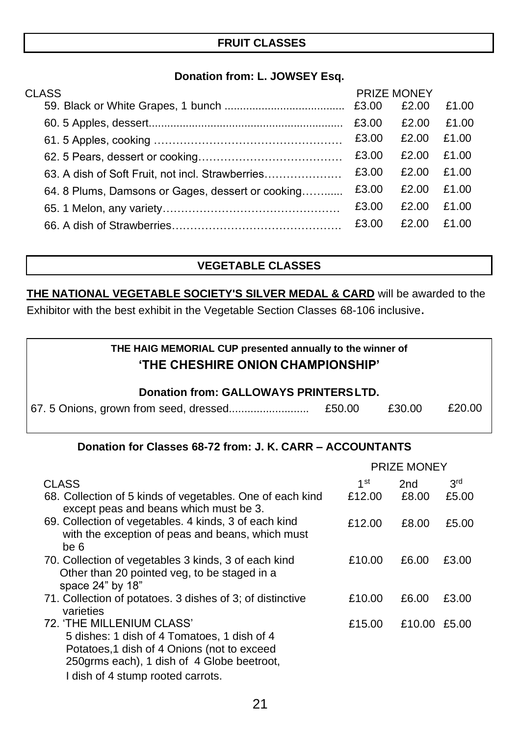## FRUIT CLASSES

**Donation from: L. JOWSEY Esq.**

| CLASS | PRIZE MONEY | | |
|---|---|---|---|
| 59. Black or White Grapes, 1 bunch | £3.00 | £2.00 | £1.00 |
| 60. 5 Apples, dessert | £3.00 | £2.00 | £1.00 |
| 61. 5 Apples, cooking | £3.00 | £2.00 | £1.00 |
| 62. 5 Pears, dessert or cooking | £3.00 | £2.00 | £1.00 |
| 63. A dish of Soft Fruit, not incl. Strawberries | £3.00 | £2.00 | £1.00 |
| 64. 8 Plums, Damsons or Gages, dessert or cooking | £3.00 | £2.00 | £1.00 |
| 65. 1 Melon, any variety | £3.00 | £2.00 | £1.00 |
| 66. A dish of Strawberries | £3.00 | £2.00 | £1.00 |

## VEGETABLE CLASSES

**THE NATIONAL VEGETABLE SOCIETY'S SILVER MEDAL & CARD** will be awarded to the Exhibitor with the best exhibit in the Vegetable Section Classes 68-106 inclusive.

**THE HAIG MEMORIAL CUP presented annually to the winner of**

### 'THE CHESHIRE ONION CHAMPIONSHIP'

**Donation from: GALLOWAYS PRINTERS LTD.**

| | | | |
|---|---|---|---|
| 67. 5 Onions, grown from seed, dressed | £50.00 | £30.00 | £20.00 |

**Donation for Classes 68-72 from: J. K. CARR – ACCOUNTANTS**

| CLASS | PRIZE MONEY 1st | 2nd | 3rd |
|---|---|---|---|
| 68. Collection of 5 kinds of vegetables. One of each kind except peas and beans which must be 3. | £12.00 | £8.00 | £5.00 |
| 69. Collection of vegetables. 4 kinds, 3 of each kind with the exception of peas and beans, which must be 6 | £12.00 | £8.00 | £5.00 |
| 70. Collection of vegetables 3 kinds, 3 of each kind Other than 20 pointed veg, to be staged in a space 24" by 18" | £10.00 | £6.00 | £3.00 |
| 71. Collection of potatoes. 3 dishes of 3; of distinctive varieties | £10.00 | £6.00 | £3.00 |
| 72. 'THE MILLENIUM CLASS' 5 dishes: 1 dish of 4 Tomatoes, 1 dish of 4 Potatoes,1 dish of 4 Onions (not to exceed 250grms each), 1 dish of 4 Globe beetroot, I dish of 4 stump rooted carrots. | £15.00 | £10.00 | £5.00 |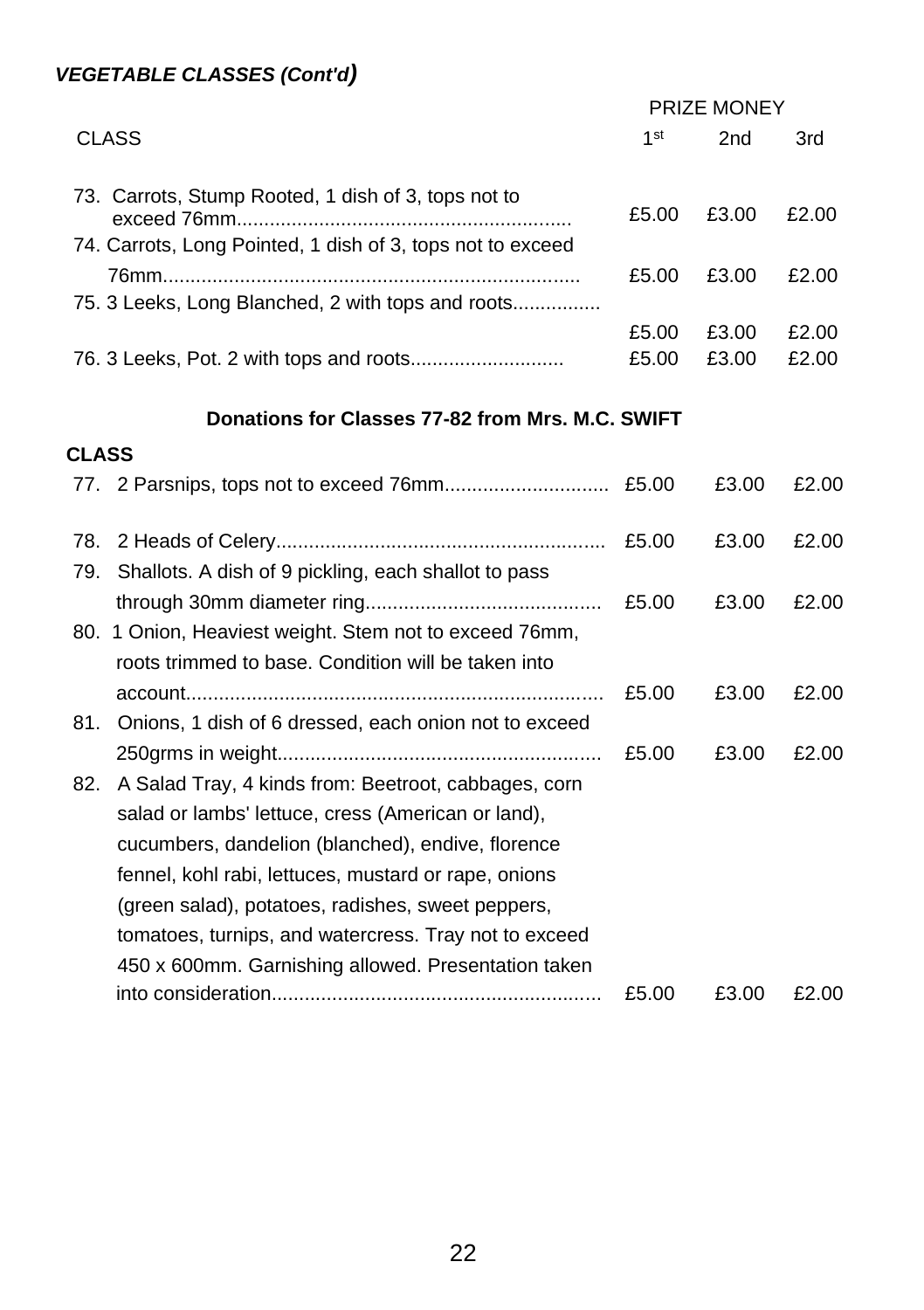***VEGETABLE CLASSES (Cont'd)***

| CLASS | PRIZE MONEY 1st | 2nd | 3rd |
|---|---|---|---|
| 73. Carrots, Stump Rooted, 1 dish of 3, tops not to exceed 76mm.............................................................. | £5.00 | £3.00 | £2.00 |
| 74. Carrots, Long Pointed, 1 dish of 3, tops not to exceed 76mm........................................................................... | £5.00 | £3.00 | £2.00 |
| 75. 3 Leeks, Long Blanched, 2 with tops and roots................ | £5.00 | £3.00 | £2.00 |
| 76. 3 Leeks, Pot. 2 with tops and roots............................ | £5.00 | £3.00 | £2.00 |

**Donations for Classes 77-82 from Mrs. M.C. SWIFT**

| CLASS | | | |
|---|---|---|---|
| 77. 2 Parsnips, tops not to exceed 76mm.............................. | £5.00 | £3.00 | £2.00 |
| 78. 2 Heads of Celery........................................................... | £5.00 | £3.00 | £2.00 |
| 79. Shallots. A dish of 9 pickling, each shallot to pass through 30mm diameter ring........................................... | £5.00 | £3.00 | £2.00 |
| 80. 1 Onion, Heaviest weight. Stem not to exceed 76mm, roots trimmed to base. Condition will be taken into account........................................................................... | £5.00 | £3.00 | £2.00 |
| 81. Onions, 1 dish of 6 dressed, each onion not to exceed 250grms in weight.......................................................... | £5.00 | £3.00 | £2.00 |
| 82. A Salad Tray, 4 kinds from: Beetroot, cabbages, corn salad or lambs' lettuce, cress (American or land), cucumbers, dandelion (blanched), endive, florence fennel, kohl rabi, lettuces, mustard or rape, onions (green salad), potatoes, radishes, sweet peppers, tomatoes, turnips, and watercress. Tray not to exceed 450 x 600mm. Garnishing allowed. Presentation taken into consideration........................................................... | £5.00 | £3.00 | £2.00 |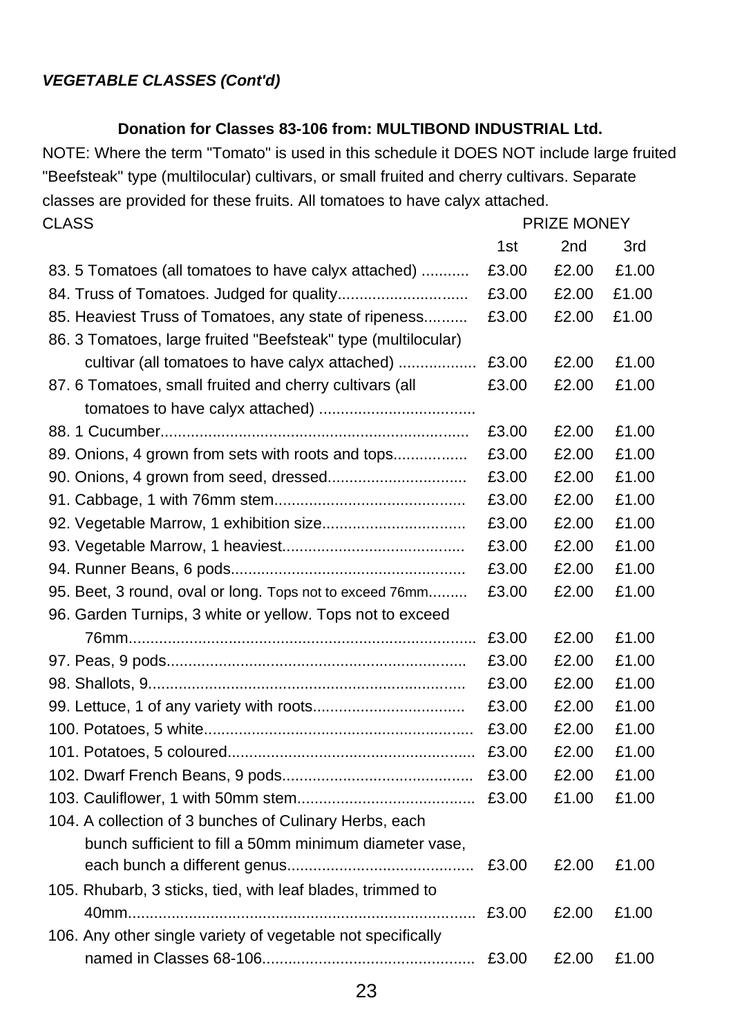***VEGETABLE CLASSES (Cont'd)***

**Donation for Classes 83-106 from: MULTIBOND INDUSTRIAL Ltd.**

NOTE: Where the term "Tomato" is used in this schedule it DOES NOT include large fruited "Beefsteak" type (multilocular) cultivars, or small fruited and cherry cultivars. Separate classes are provided for these fruits. All tomatoes to have calyx attached.

| CLASS | PRIZE MONEY | | |
|---|---|---|---|
| | 1st | 2nd | 3rd |
| 83. 5 Tomatoes (all tomatoes to have calyx attached) | £3.00 | £2.00 | £1.00 |
| 84. Truss of Tomatoes. Judged for quality | £3.00 | £2.00 | £1.00 |
| 85. Heaviest Truss of Tomatoes, any state of ripeness | £3.00 | £2.00 | £1.00 |
| 86. 3 Tomatoes, large fruited "Beefsteak" type (multilocular) cultivar (all tomatoes to have calyx attached) | £3.00 | £2.00 | £1.00 |
| 87. 6 Tomatoes, small fruited and cherry cultivars (all tomatoes to have calyx attached) | £3.00 | £2.00 | £1.00 |
| 88. 1 Cucumber | £3.00 | £2.00 | £1.00 |
| 89. Onions, 4 grown from sets with roots and tops | £3.00 | £2.00 | £1.00 |
| 90. Onions, 4 grown from seed, dressed | £3.00 | £2.00 | £1.00 |
| 91. Cabbage, 1 with 76mm stem | £3.00 | £2.00 | £1.00 |
| 92. Vegetable Marrow, 1 exhibition size | £3.00 | £2.00 | £1.00 |
| 93. Vegetable Marrow, 1 heaviest | £3.00 | £2.00 | £1.00 |
| 94. Runner Beans, 6 pods | £3.00 | £2.00 | £1.00 |
| 95. Beet, 3 round, oval or long. Tops not to exceed 76mm | £3.00 | £2.00 | £1.00 |
| 96. Garden Turnips, 3 white or yellow. Tops not to exceed 76mm | £3.00 | £2.00 | £1.00 |
| 97. Peas, 9 pods | £3.00 | £2.00 | £1.00 |
| 98. Shallots, 9 | £3.00 | £2.00 | £1.00 |
| 99. Lettuce, 1 of any variety with roots | £3.00 | £2.00 | £1.00 |
| 100. Potatoes, 5 white | £3.00 | £2.00 | £1.00 |
| 101. Potatoes, 5 coloured | £3.00 | £2.00 | £1.00 |
| 102. Dwarf French Beans, 9 pods | £3.00 | £2.00 | £1.00 |
| 103. Cauliflower, 1 with 50mm stem | £3.00 | £1.00 | £1.00 |
| 104. A collection of 3 bunches of Culinary Herbs, each bunch sufficient to fill a 50mm minimum diameter vase, each bunch a different genus | £3.00 | £2.00 | £1.00 |
| 105. Rhubarb, 3 sticks, tied, with leaf blades, trimmed to 40mm | £3.00 | £2.00 | £1.00 |
| 106. Any other single variety of vegetable not specifically named in Classes 68-106 | £3.00 | £2.00 | £1.00 |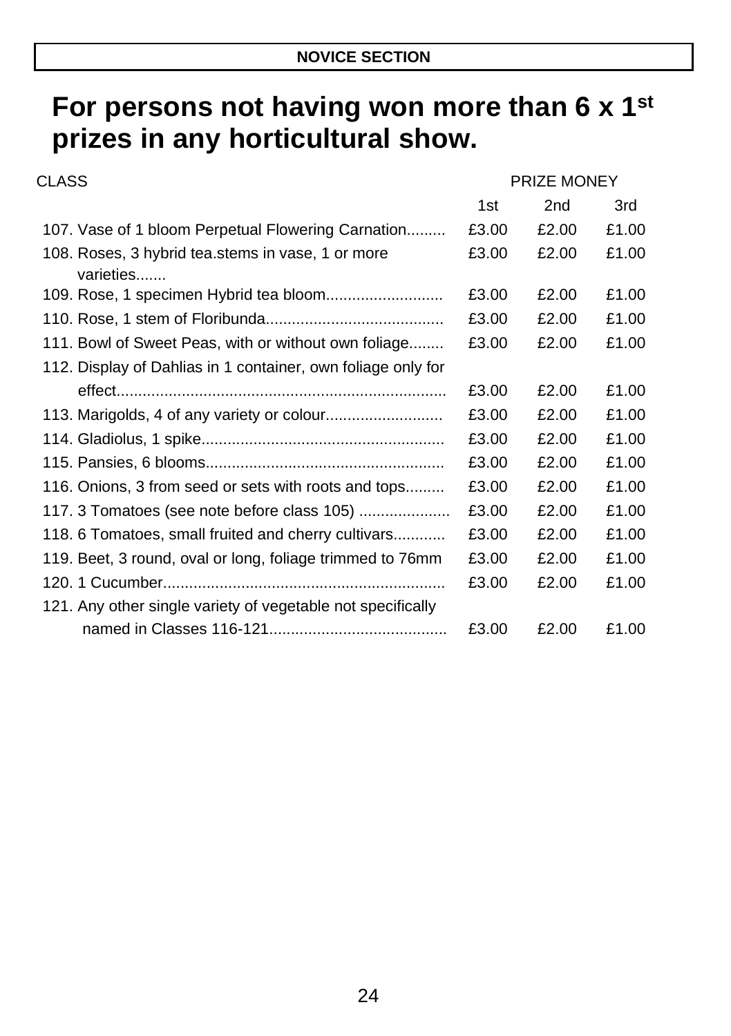**NOVICE SECTION**

# For persons not having won more than 6 x 1st prizes in any horticultural show.

| CLASS | PRIZE MONEY | | |
|---|---|---|---|
| | 1st | 2nd | 3rd |
| 107. Vase of 1 bloom Perpetual Flowering Carnation......... | £3.00 | £2.00 | £1.00 |
| 108. Roses, 3 hybrid tea.stems in vase, 1 or more varieties....... | £3.00 | £2.00 | £1.00 |
| 109. Rose, 1 specimen Hybrid tea bloom.......................... | £3.00 | £2.00 | £1.00 |
| 110. Rose, 1 stem of Floribunda........................................ | £3.00 | £2.00 | £1.00 |
| 111. Bowl of Sweet Peas, with or without own foliage........ | £3.00 | £2.00 | £1.00 |
| 112. Display of Dahlias in 1 container, own foliage only for effect.......................................................................... | £3.00 | £2.00 | £1.00 |
| 113. Marigolds, 4 of any variety or colour.......................... | £3.00 | £2.00 | £1.00 |
| 114. Gladiolus, 1 spike....................................................... | £3.00 | £2.00 | £1.00 |
| 115. Pansies, 6 blooms...................................................... | £3.00 | £2.00 | £1.00 |
| 116. Onions, 3 from seed or sets with roots and tops......... | £3.00 | £2.00 | £1.00 |
| 117. 3 Tomatoes (see note before class 105) .................... | £3.00 | £2.00 | £1.00 |
| 118. 6 Tomatoes, small fruited and cherry cultivars........... | £3.00 | £2.00 | £1.00 |
| 119. Beet, 3 round, oval or long, foliage trimmed to 76mm | £3.00 | £2.00 | £1.00 |
| 120. 1 Cucumber................................................................ | £3.00 | £2.00 | £1.00 |
| 121. Any other single variety of vegetable not specifically named in Classes 116-121......................................... | £3.00 | £2.00 | £1.00 |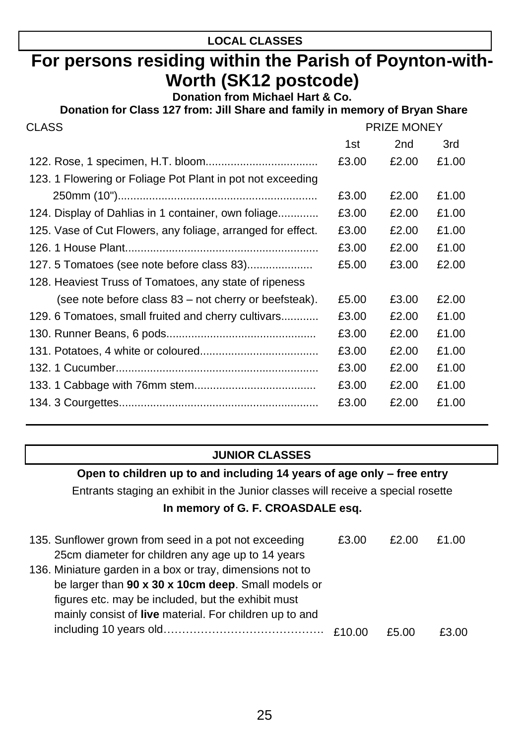**LOCAL CLASSES**

# For persons residing within the Parish of Poynton-with-Worth (SK12 postcode)

**Donation from Michael Hart & Co.**

**Donation for Class 127 from: Jill Share and family in memory of Bryan Share**

| CLASS | PRIZE MONEY | | |
|---|---|---|---|
| | 1st | 2nd | 3rd |
| 122. Rose, 1 specimen, H.T. bloom | £3.00 | £2.00 | £1.00 |
| 123. 1 Flowering or Foliage Pot Plant in pot not exceeding 250mm (10") | £3.00 | £2.00 | £1.00 |
| 124. Display of Dahlias in 1 container, own foliage | £3.00 | £2.00 | £1.00 |
| 125. Vase of Cut Flowers, any foliage, arranged for effect. | £3.00 | £2.00 | £1.00 |
| 126. 1 House Plant | £3.00 | £2.00 | £1.00 |
| 127. 5 Tomatoes (see note before class 83) | £5.00 | £3.00 | £2.00 |
| 128. Heaviest Truss of Tomatoes, any state of ripeness (see note before class 83 – not cherry or beefsteak). | £5.00 | £3.00 | £2.00 |
| 129. 6 Tomatoes, small fruited and cherry cultivars | £3.00 | £2.00 | £1.00 |
| 130. Runner Beans, 6 pods | £3.00 | £2.00 | £1.00 |
| 131. Potatoes, 4 white or coloured | £3.00 | £2.00 | £1.00 |
| 132. 1 Cucumber | £3.00 | £2.00 | £1.00 |
| 133. 1 Cabbage with 76mm stem | £3.00 | £2.00 | £1.00 |
| 134. 3 Courgettes | £3.00 | £2.00 | £1.00 |

**JUNIOR CLASSES**

**Open to children up to and including 14 years of age only – free entry**

Entrants staging an exhibit in the Junior classes will receive a special rosette

**In memory of G. F. CROASDALE esq.**

| | | | |
|---|---|---|---|
| 135. Sunflower grown from seed in a pot not exceeding 25cm diameter for children any age up to 14 years | £3.00 | £2.00 | £1.00 |
| 136. Miniature garden in a box or tray, dimensions not to be larger than **90 x 30 x 10cm deep**. Small models or figures etc. may be included, but the exhibit must mainly consist of **live** material. For children up to and including 10 years old | £10.00 | £5.00 | £3.00 |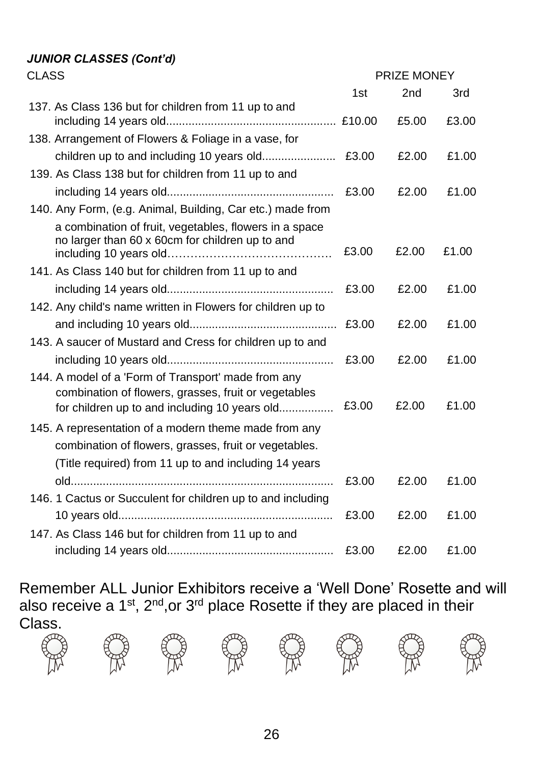***JUNIOR CLASSES (Cont'd)***

| CLASS | PRIZE MONEY 1st | 2nd | 3rd |
|---|---|---|---|
| 137. As Class 136 but for children from 11 up to and including 14 years old.................................................... | £10.00 | £5.00 | £3.00 |
| 138. Arrangement of Flowers & Foliage in a vase, for children up to and including 10 years old...................... | £3.00 | £2.00 | £1.00 |
| 139. As Class 138 but for children from 11 up to and including 14 years old................................................... | £3.00 | £2.00 | £1.00 |
| 140. Any Form, (e.g. Animal, Building, Car etc.) made from a combination of fruit, vegetables, flowers in a space no larger than 60 x 60cm for children up to and including 10 years old…………………………………… | £3.00 | £2.00 | £1.00 |
| 141. As Class 140 but for children from 11 up to and including 14 years old................................................... | £3.00 | £2.00 | £1.00 |
| 142. Any child's name written in Flowers for children up to and including 10 years old............................................. | £3.00 | £2.00 | £1.00 |
| 143. A saucer of Mustard and Cress for children up to and including 10 years old................................................... | £3.00 | £2.00 | £1.00 |
| 144. A model of a 'Form of Transport' made from any combination of flowers, grasses, fruit or vegetables for children up to and including 10 years old................ | £3.00 | £2.00 | £1.00 |
| 145. A representation of a modern theme made from any combination of flowers, grasses, fruit or vegetables. (Title required) from 11 up to and including 14 years old................................................................................. | £3.00 | £2.00 | £1.00 |
| 146. 1 Cactus or Succulent for children up to and including 10 years old.................................................................. | £3.00 | £2.00 | £1.00 |
| 147. As Class 146 but for children from 11 up to and including 14 years old................................................... | £3.00 | £2.00 | £1.00 |

Remember ALL Junior Exhibitors receive a 'Well Done' Rosette and will also receive a 1st, 2nd, or 3rd place Rosette if they are placed in their Class.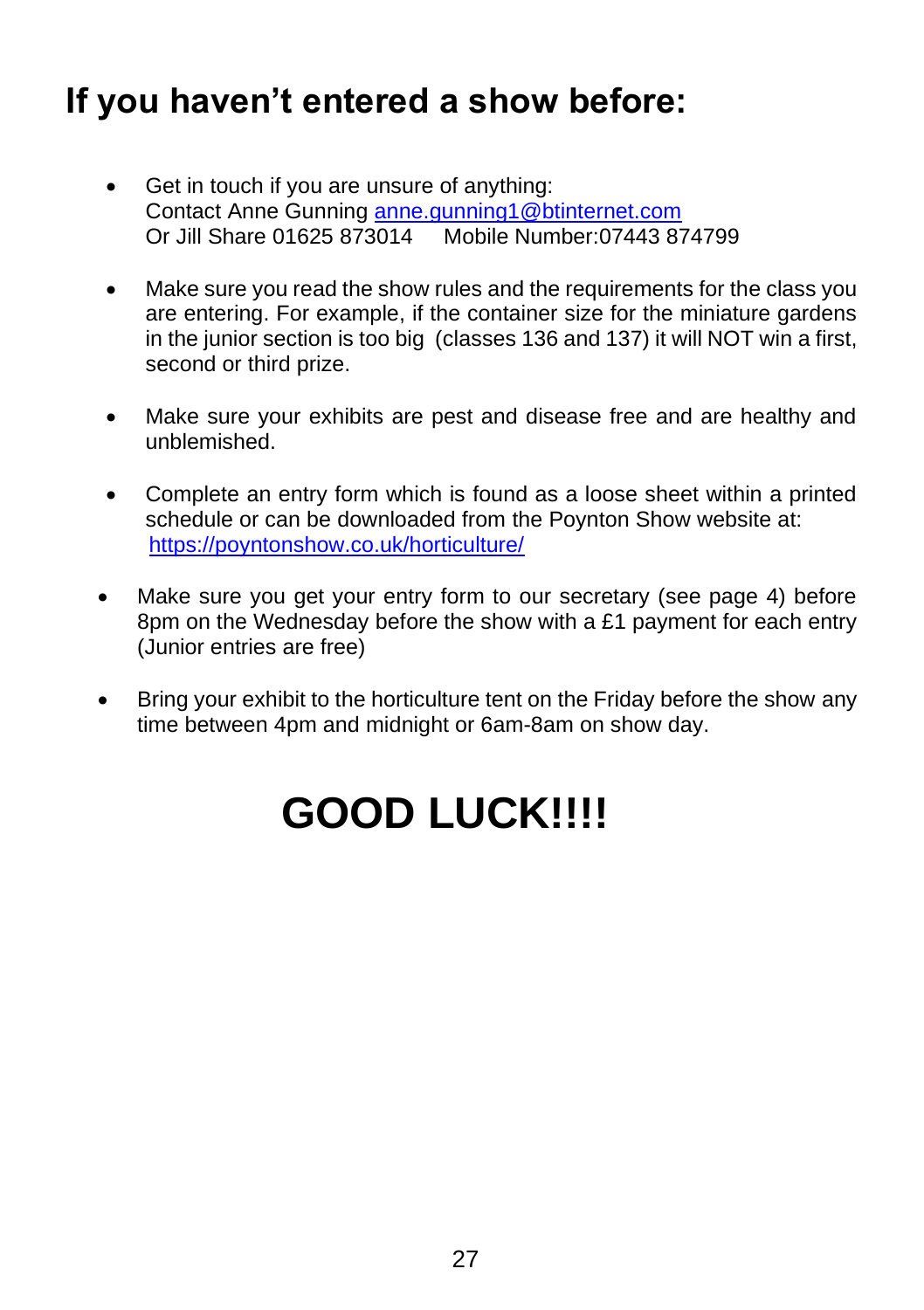# If you haven't entered a show before:

- Get in touch if you are unsure of anything:
  Contact Anne Gunning anne.gunning1@btinternet.com
  Or Jill Share 01625 873014 Mobile Number:07443 874799

- Make sure you read the show rules and the requirements for the class you are entering. For example, if the container size for the miniature gardens in the junior section is too big (classes 136 and 137) it will NOT win a first, second or third prize.

- Make sure your exhibits are pest and disease free and are healthy and unblemished.

- Complete an entry form which is found as a loose sheet within a printed schedule or can be downloaded from the Poynton Show website at: https://poyntonshow.co.uk/horticulture/

- Make sure you get your entry form to our secretary (see page 4) before 8pm on the Wednesday before the show with a £1 payment for each entry (Junior entries are free)

- Bring your exhibit to the horticulture tent on the Friday before the show any time between 4pm and midnight or 6am-8am on show day.

# GOOD LUCK!!!!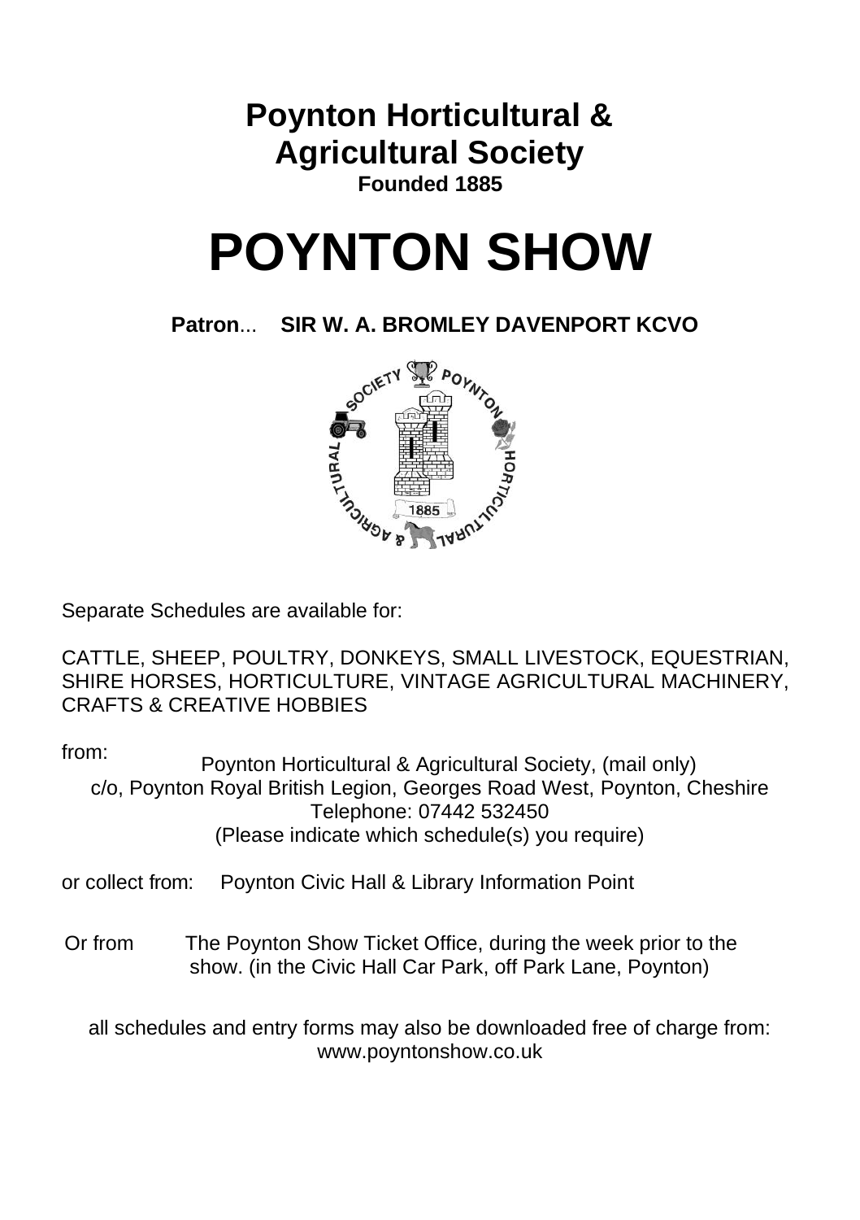# Poynton Horticultural & Agricultural Society

**Founded 1885**

# POYNTON SHOW

**Patron**... **SIR W. A. BROMLEY DAVENPORT KCVO**

Separate Schedules are available for:

CATTLE, SHEEP, POULTRY, DONKEYS, SMALL LIVESTOCK, EQUESTRIAN, SHIRE HORSES, HORTICULTURE, VINTAGE AGRICULTURAL MACHINERY, CRAFTS & CREATIVE HOBBIES

from:

Poynton Horticultural & Agricultural Society, (mail only)
c/o, Poynton Royal British Legion, Georges Road West, Poynton, Cheshire
Telephone: 07442 532450
(Please indicate which schedule(s) you require)

or collect from: Poynton Civic Hall & Library Information Point

Or from The Poynton Show Ticket Office, during the week prior to the show. (in the Civic Hall Car Park, off Park Lane, Poynton)

all schedules and entry forms may also be downloaded free of charge from:
www.poyntonshow.co.uk